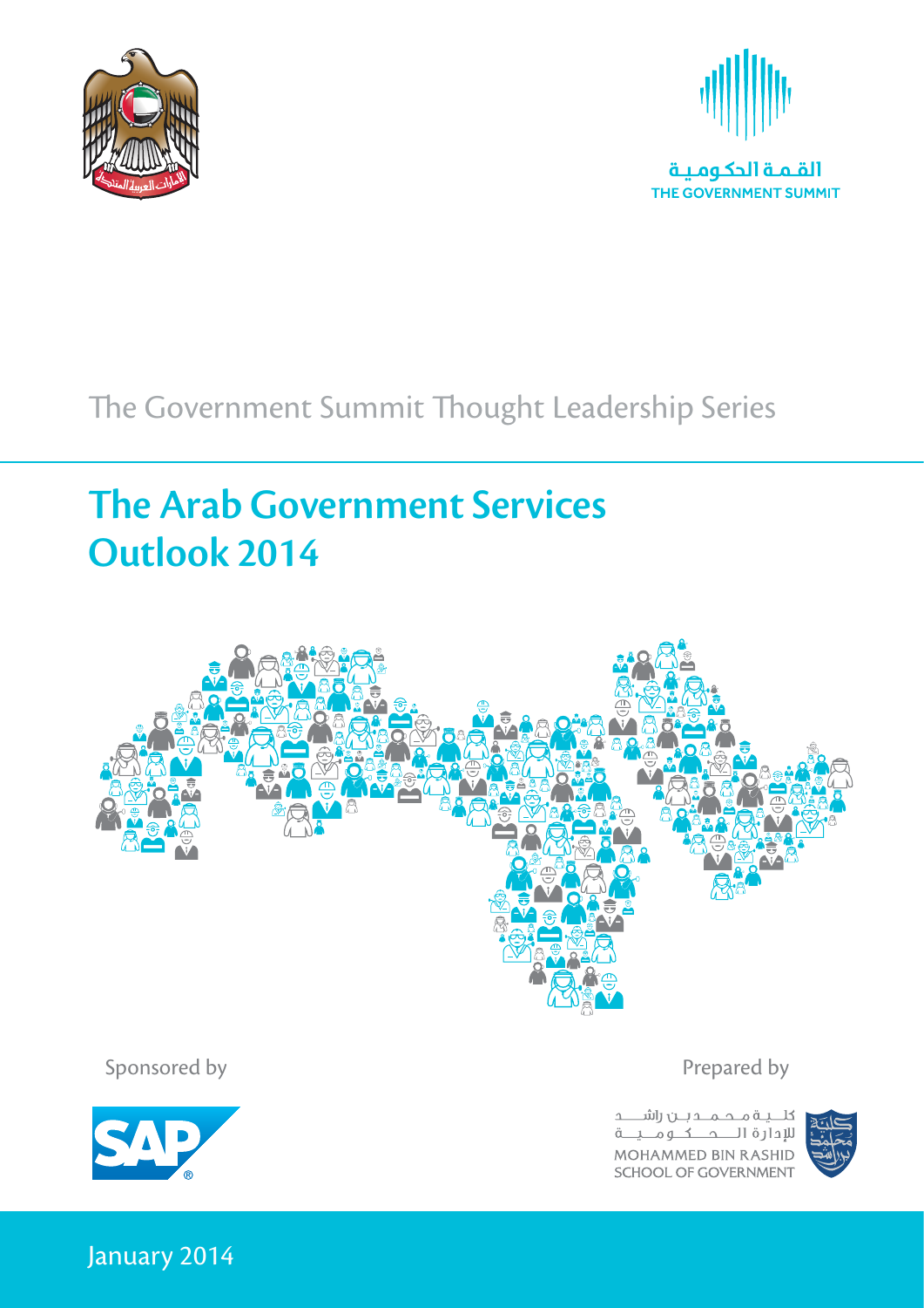القمة الحكومية
THE GOVERNMENT SUMMIT

The Government Summit Thought Leadership Series

# The Arab Government Services Outlook 2014

Sponsored by

Prepared by

كلية محمد بن راشد للإدارة الحكومية
MOHAMMED BIN RASHID SCHOOL OF GOVERNMENT

January 2014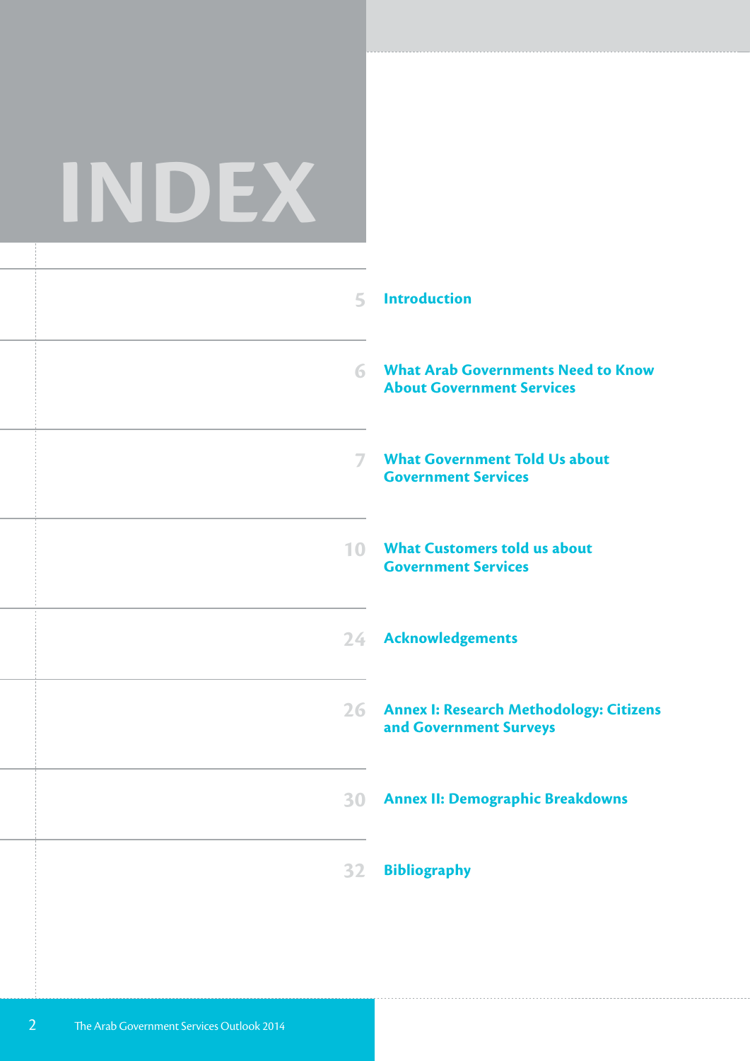# INDEX

| Page | Section |
| --- | --- |
| 5 | Introduction |
| 6 | What Arab Governments Need to Know About Government Services |
| 7 | What Government Told Us about Government Services |
| 10 | What Customers told us about Government Services |
| 24 | Acknowledgements |
| 26 | Annex I: Research Methodology: Citizens and Government Surveys |
| 30 | Annex II: Demographic Breakdowns |
| 32 | Bibliography |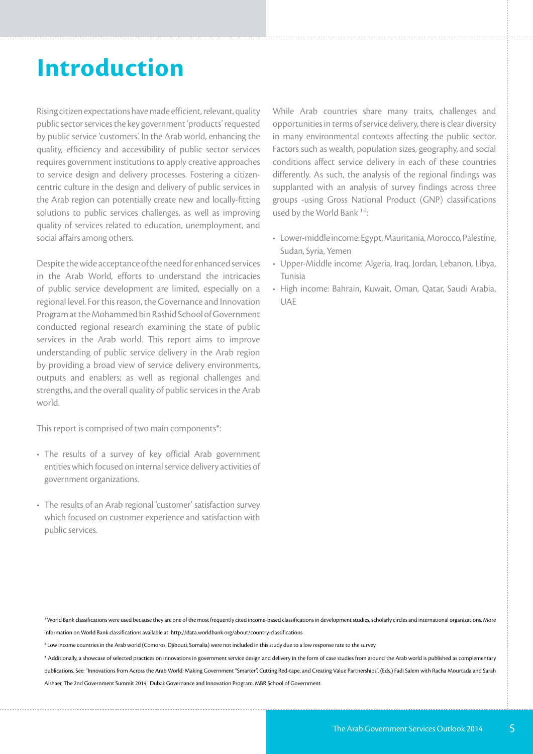# Introduction

Rising citizen expectations have made efficient, relevant, quality public sector services the key government 'products' requested by public service 'customers'. In the Arab world, enhancing the quality, efficiency and accessibility of public sector services requires government institutions to apply creative approaches to service design and delivery processes. Fostering a citizen-centric culture in the design and delivery of public services in the Arab region can potentially create new and locally-fitting solutions to public services challenges, as well as improving quality of services related to education, unemployment, and social affairs among others.

Despite the wide acceptance of the need for enhanced services in the Arab World, efforts to understand the intricacies of public service development are limited, especially on a regional level. For this reason, the Governance and Innovation Program at the Mohammed bin Rashid School of Government conducted regional research examining the state of public services in the Arab world. This report aims to improve understanding of public service delivery in the Arab region by providing a broad view of service delivery environments, outputs and enablers; as well as regional challenges and strengths, and the overall quality of public services in the Arab world.

This report is comprised of two main components*:

- The results of a survey of key official Arab government entities which focused on internal service delivery activities of government organizations.
- The results of an Arab regional 'customer' satisfaction survey which focused on customer experience and satisfaction with public services.

While Arab countries share many traits, challenges and opportunities in terms of service delivery, there is clear diversity in many environmental contexts affecting the public sector. Factors such as wealth, population sizes, geography, and social conditions affect service delivery in each of these countries differently. As such, the analysis of the regional findings was supplanted with an analysis of survey findings across three groups -using Gross National Product (GNP) classifications used by the World Bank [1-2]:

- Lower-middle income: Egypt, Mauritania, Morocco, Palestine, Sudan, Syria, Yemen
- Upper-Middle income: Algeria, Iraq, Jordan, Lebanon, Libya, Tunisia
- High income: Bahrain, Kuwait, Oman, Qatar, Saudi Arabia, UAE

[1] World Bank classifications were used because they are one of the most frequently cited income-based classifications in development studies, scholarly circles and international organizations. More information on World Bank classifications available at: http://data.worldbank.org/about/country-classifications

[2] Low income countries in the Arab world (Comoros, Djibouti, Somalia) were not included in this study due to a low response rate to the survey.

* Additionally, a showcase of selected practices on innovations in government service design and delivery in the form of case studies from around the Arab world is published as complementary publications. See: "Innovations from Across the Arab World: Making Government "Smarter", Cutting Red-tape, and Creating Value Partnerships". (Eds.) Fadi Salem with Racha Mourtada and Sarah Alshaer, The 2nd Government Summit 2014. Dubai: Governance and Innovation Program, MBR School of Government.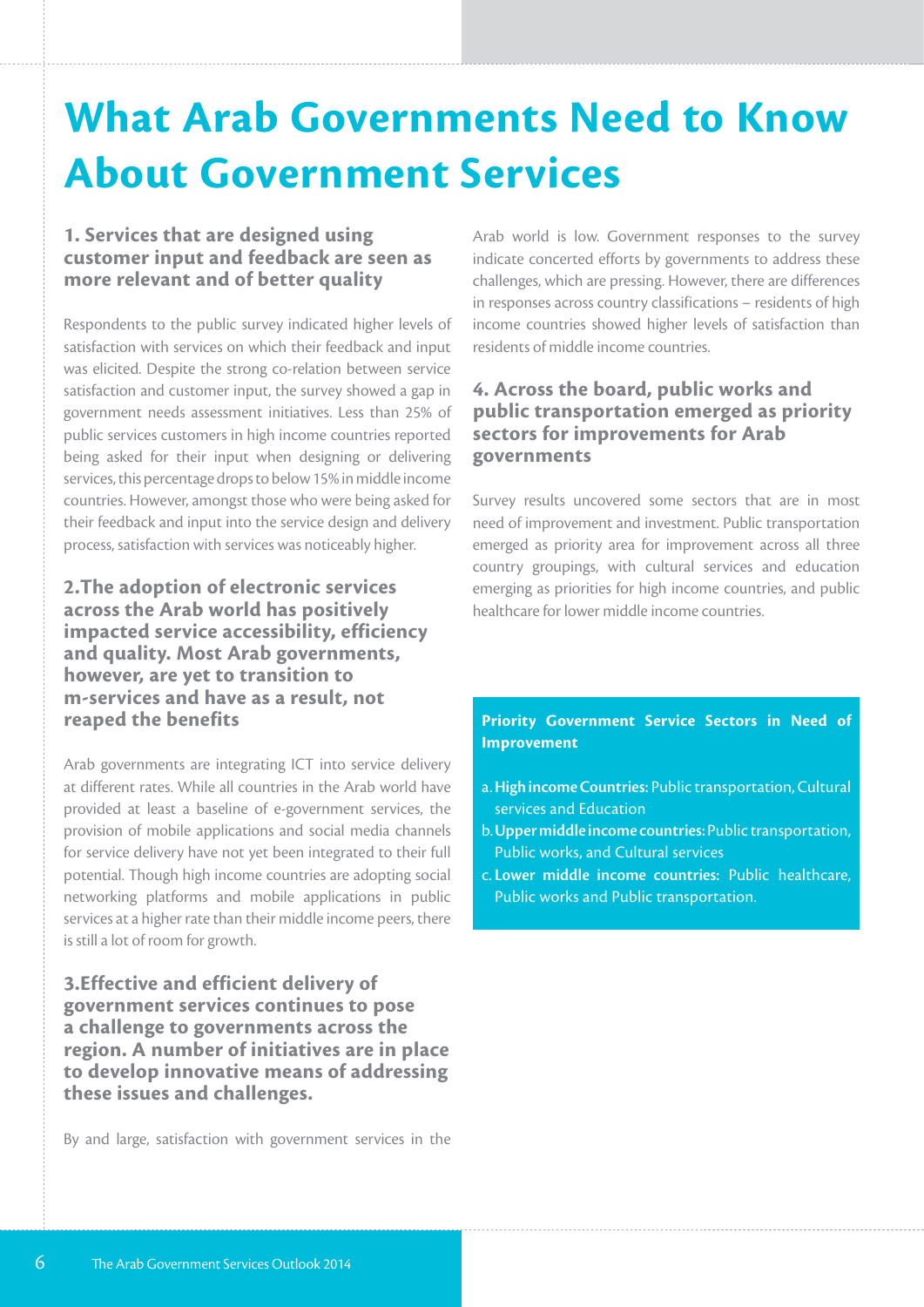# What Arab Governments Need to Know About Government Services

### 1. Services that are designed using customer input and feedback are seen as more relevant and of better quality

Respondents to the public survey indicated higher levels of satisfaction with services on which their feedback and input was elicited. Despite the strong co-relation between service satisfaction and customer input, the survey showed a gap in government needs assessment initiatives. Less than 25% of public services customers in high income countries reported being asked for their input when designing or delivering services, this percentage drops to below 15% in middle income countries. However, amongst those who were being asked for their feedback and input into the service design and delivery process, satisfaction with services was noticeably higher.

### 2.The adoption of electronic services across the Arab world has positively impacted service accessibility, efficiency and quality. Most Arab governments, however, are yet to transition to m-services and have as a result, not reaped the benefits

Arab governments are integrating ICT into service delivery at different rates. While all countries in the Arab world have provided at least a baseline of e-government services, the provision of mobile applications and social media channels for service delivery have not yet been integrated to their full potential. Though high income countries are adopting social networking platforms and mobile applications in public services at a higher rate than their middle income peers, there is still a lot of room for growth.

### 3.Effective and efficient delivery of government services continues to pose a challenge to governments across the region. A number of initiatives are in place to develop innovative means of addressing these issues and challenges.

By and large, satisfaction with government services in the Arab world is low. Government responses to the survey indicate concerted efforts by governments to address these challenges, which are pressing. However, there are differences in responses across country classifications – residents of high income countries showed higher levels of satisfaction than residents of middle income countries.

### 4. Across the board, public works and public transportation emerged as priority sectors for improvements for Arab governments

Survey results uncovered some sectors that are in most need of improvement and investment. Public transportation emerged as priority area for improvement across all three country groupings, with cultural services and education emerging as priorities for high income countries, and public healthcare for lower middle income countries.

**Priority Government Service Sectors in Need of Improvement**

a. **High income Countries:** Public transportation, Cultural services and Education
b. **Upper middle income countries:** Public transportation, Public works, and Cultural services
c. **Lower middle income countries:** Public healthcare, Public works and Public transportation.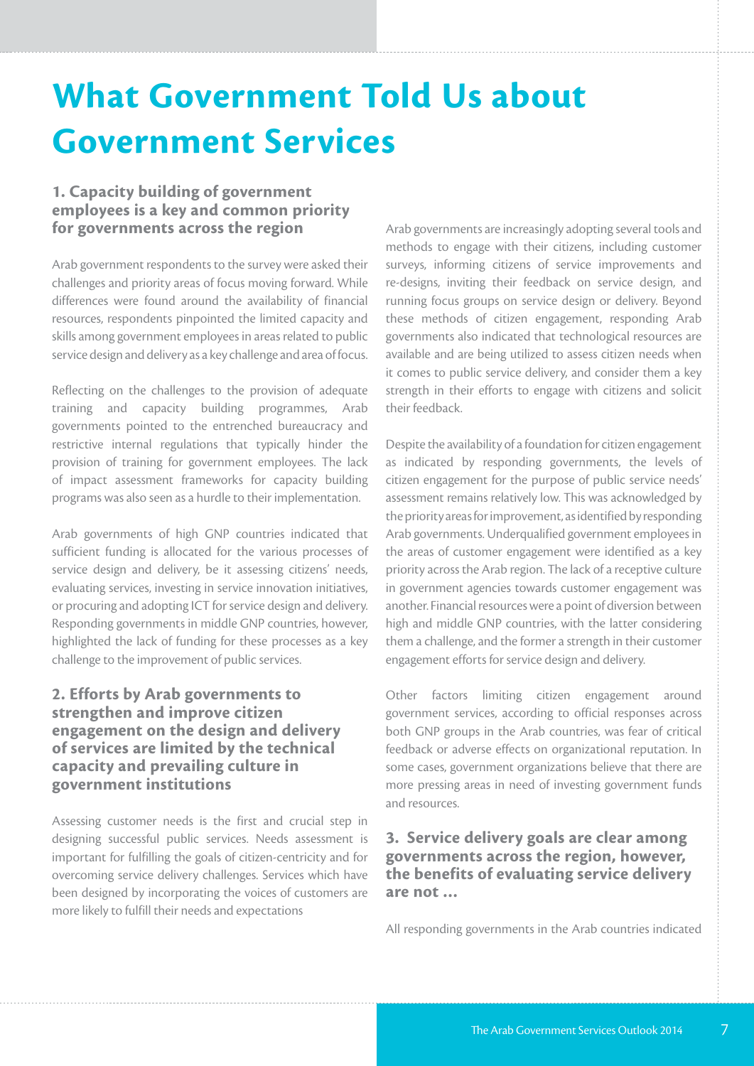# What Government Told Us about Government Services

### 1. Capacity building of government employees is a key and common priority for governments across the region

Arab government respondents to the survey were asked their challenges and priority areas of focus moving forward. While differences were found around the availability of financial resources, respondents pinpointed the limited capacity and skills among government employees in areas related to public service design and delivery as a key challenge and area of focus.

Reflecting on the challenges to the provision of adequate training and capacity building programmes, Arab governments pointed to the entrenched bureaucracy and restrictive internal regulations that typically hinder the provision of training for government employees. The lack of impact assessment frameworks for capacity building programs was also seen as a hurdle to their implementation.

Arab governments of high GNP countries indicated that sufficient funding is allocated for the various processes of service design and delivery, be it assessing citizens' needs, evaluating services, investing in service innovation initiatives, or procuring and adopting ICT for service design and delivery. Responding governments in middle GNP countries, however, highlighted the lack of funding for these processes as a key challenge to the improvement of public services.

### 2. Efforts by Arab governments to strengthen and improve citizen engagement on the design and delivery of services are limited by the technical capacity and prevailing culture in government institutions

Assessing customer needs is the first and crucial step in designing successful public services. Needs assessment is important for fulfilling the goals of citizen-centricity and for overcoming service delivery challenges. Services which have been designed by incorporating the voices of customers are more likely to fulfill their needs and expectations

Arab governments are increasingly adopting several tools and methods to engage with their citizens, including customer surveys, informing citizens of service improvements and re-designs, inviting their feedback on service design, and running focus groups on service design or delivery. Beyond these methods of citizen engagement, responding Arab governments also indicated that technological resources are available and are being utilized to assess citizen needs when it comes to public service delivery, and consider them a key strength in their efforts to engage with citizens and solicit their feedback.

Despite the availability of a foundation for citizen engagement as indicated by responding governments, the levels of citizen engagement for the purpose of public service needs' assessment remains relatively low. This was acknowledged by the priority areas for improvement, as identified by responding Arab governments. Underqualified government employees in the areas of customer engagement were identified as a key priority across the Arab region. The lack of a receptive culture in government agencies towards customer engagement was another. Financial resources were a point of diversion between high and middle GNP countries, with the latter considering them a challenge, and the former a strength in their customer engagement efforts for service design and delivery.

Other factors limiting citizen engagement around government services, according to official responses across both GNP groups in the Arab countries, was fear of critical feedback or adverse effects on organizational reputation. In some cases, government organizations believe that there are more pressing areas in need of investing government funds and resources.

### 3. Service delivery goals are clear among governments across the region, however, the benefits of evaluating service delivery are not ...

All responding governments in the Arab countries indicated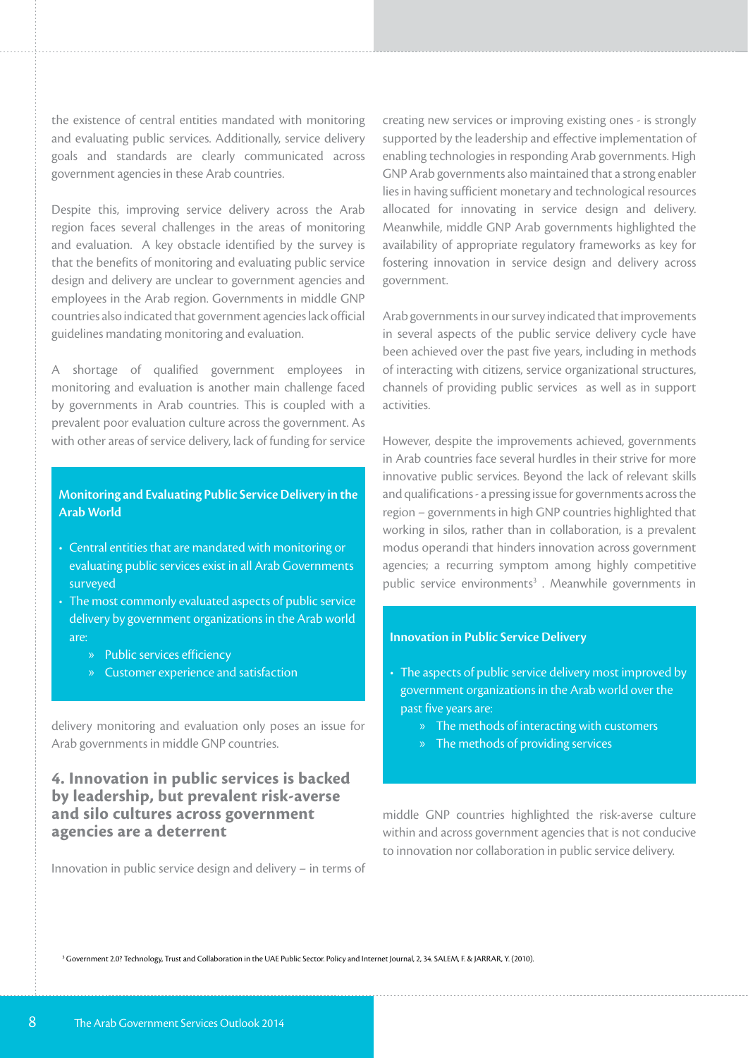the existence of central entities mandated with monitoring and evaluating public services. Additionally, service delivery goals and standards are clearly communicated across government agencies in these Arab countries.

Despite this, improving service delivery across the Arab region faces several challenges in the areas of monitoring and evaluation. A key obstacle identified by the survey is that the benefits of monitoring and evaluating public service design and delivery are unclear to government agencies and employees in the Arab region. Governments in middle GNP countries also indicated that government agencies lack official guidelines mandating monitoring and evaluation.

A shortage of qualified government employees in monitoring and evaluation is another main challenge faced by governments in Arab countries. This is coupled with a prevalent poor evaluation culture across the government. As with other areas of service delivery, lack of funding for service delivery monitoring and evaluation only poses an issue for Arab governments in middle GNP countries.

> **Monitoring and Evaluating Public Service Delivery in the Arab World**
>
> - Central entities that are mandated with monitoring or evaluating public services exist in all Arab Governments surveyed
> - The most commonly evaluated aspects of public service delivery by government organizations in the Arab world are:
>     - Public services efficiency
>     - Customer experience and satisfaction

## 4. Innovation in public services is backed by leadership, but prevalent risk-averse and silo cultures across government agencies are a deterrent

Innovation in public service design and delivery – in terms of creating new services or improving existing ones - is strongly supported by the leadership and effective implementation of enabling technologies in responding Arab governments. High GNP Arab governments also maintained that a strong enabler lies in having sufficient monetary and technological resources allocated for innovating in service design and delivery. Meanwhile, middle GNP Arab governments highlighted the availability of appropriate regulatory frameworks as key for fostering innovation in service design and delivery across government.

Arab governments in our survey indicated that improvements in several aspects of the public service delivery cycle have been achieved over the past five years, including in methods of interacting with citizens, service organizational structures, channels of providing public services as well as in support activities.

However, despite the improvements achieved, governments in Arab countries face several hurdles in their strive for more innovative public services. Beyond the lack of relevant skills and qualifications - a pressing issue for governments across the region – governments in high GNP countries highlighted that working in silos, rather than in collaboration, is a prevalent modus operandi that hinders innovation across government agencies; a recurring symptom among highly competitive public service environments[3]. Meanwhile governments in middle GNP countries highlighted the risk-averse culture within and across government agencies that is not conducive to innovation nor collaboration in public service delivery.

> **Innovation in Public Service Delivery**
>
> - The aspects of public service delivery most improved by government organizations in the Arab world over the past five years are:
>     - The methods of interacting with customers
>     - The methods of providing services

[3] Government 2.0? Technology, Trust and Collaboration in the UAE Public Sector. Policy and Internet Journal, 2, 34. SALEM, F. & JARRAR, Y. (2010).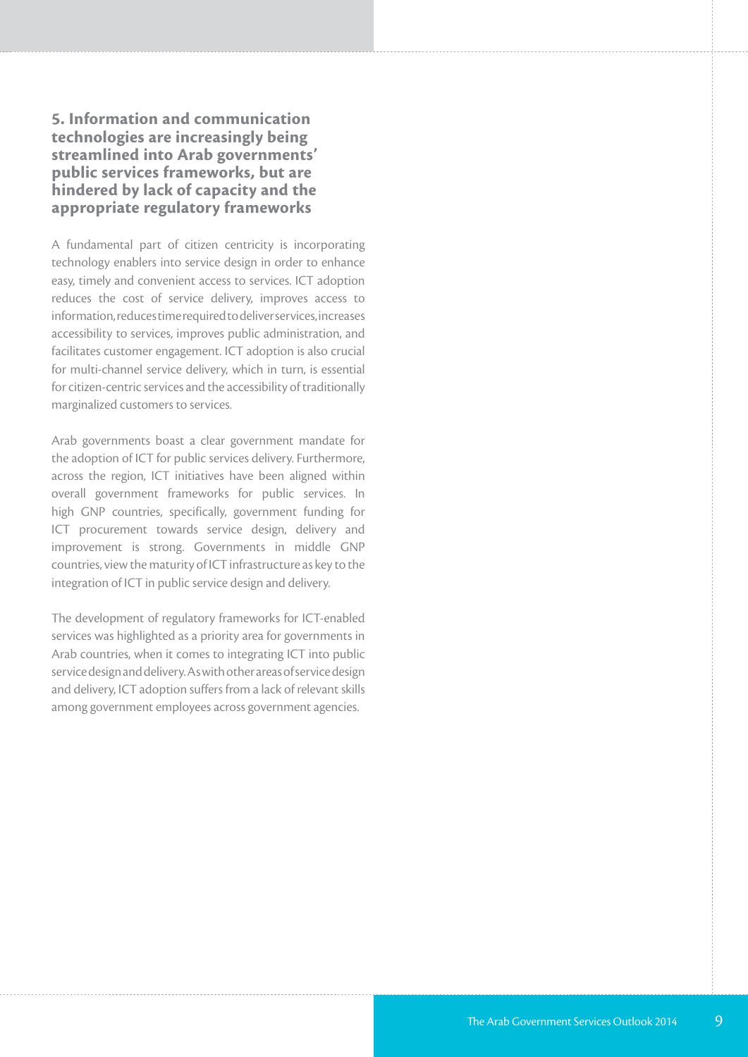## 5. Information and communication technologies are increasingly being streamlined into Arab governments' public services frameworks, but are hindered by lack of capacity and the appropriate regulatory frameworks

A fundamental part of citizen centricity is incorporating technology enablers into service design in order to enhance easy, timely and convenient access to services. ICT adoption reduces the cost of service delivery, improves access to information, reduces time required to deliver services, increases accessibility to services, improves public administration, and facilitates customer engagement. ICT adoption is also crucial for multi-channel service delivery, which in turn, is essential for citizen-centric services and the accessibility of traditionally marginalized customers to services.

Arab governments boast a clear government mandate for the adoption of ICT for public services delivery. Furthermore, across the region, ICT initiatives have been aligned within overall government frameworks for public services. In high GNP countries, specifically, government funding for ICT procurement towards service design, delivery and improvement is strong. Governments in middle GNP countries, view the maturity of ICT infrastructure as key to the integration of ICT in public service design and delivery.

The development of regulatory frameworks for ICT-enabled services was highlighted as a priority area for governments in Arab countries, when it comes to integrating ICT into public service design and delivery. As with other areas of service design and delivery, ICT adoption suffers from a lack of relevant skills among government employees across government agencies.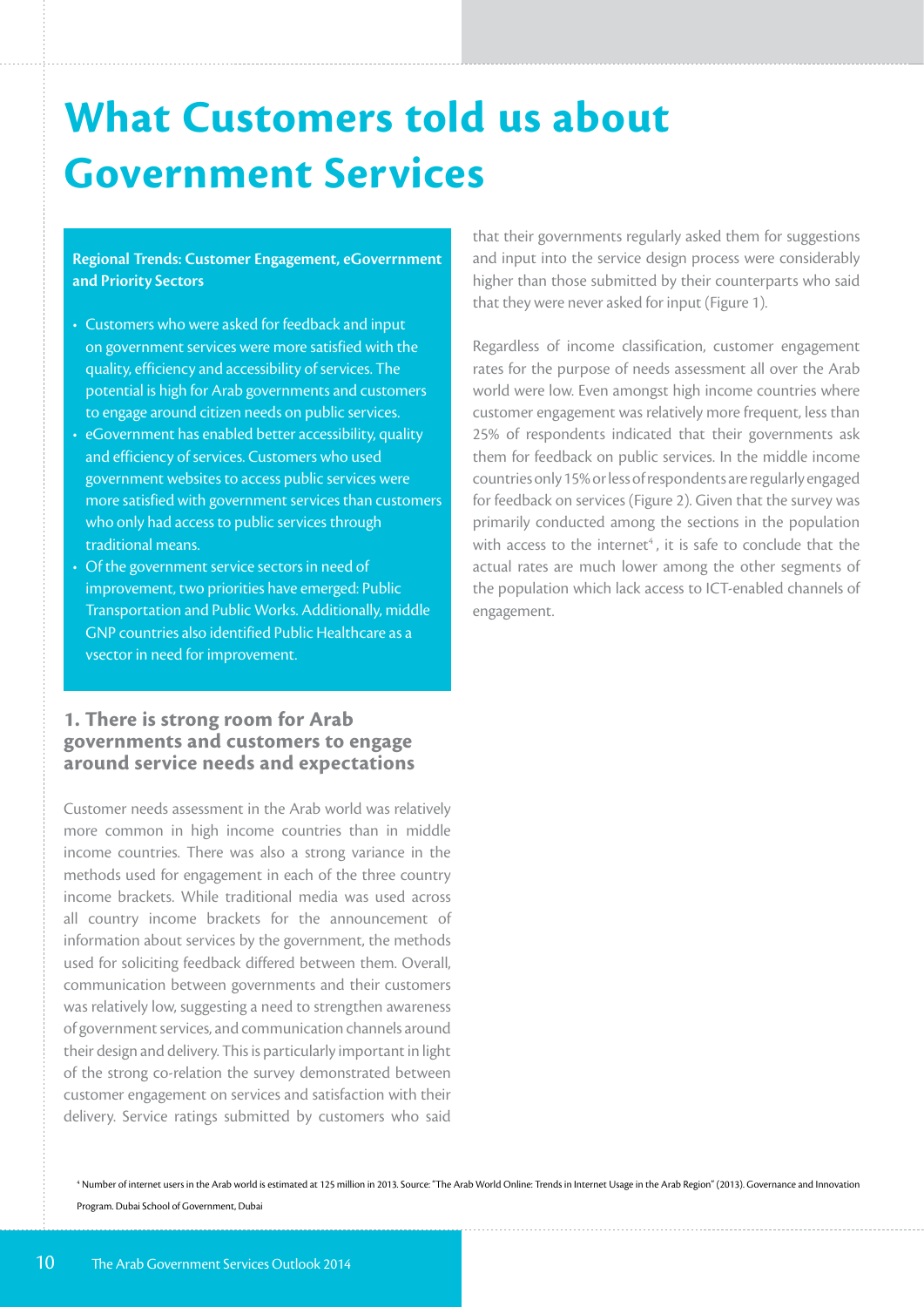# What Customers told us about Government Services

**Regional Trends: Customer Engagement, eGoverrnment and Priority Sectors**

- Customers who were asked for feedback and input on government services were more satisfied with the quality, efficiency and accessibility of services. The potential is high for Arab governments and customers to engage around citizen needs on public services.
- eGovernment has enabled better accessibility, quality and efficiency of services. Customers who used government websites to access public services were more satisfied with government services than customers who only had access to public services through traditional means.
- Of the government service sectors in need of improvement, two priorities have emerged: Public Transportation and Public Works. Additionally, middle GNP countries also identified Public Healthcare as a vsector in need for improvement.

### 1. There is strong room for Arab governments and customers to engage around service needs and expectations

Customer needs assessment in the Arab world was relatively more common in high income countries than in middle income countries. There was also a strong variance in the methods used for engagement in each of the three country income brackets. While traditional media was used across all country income brackets for the announcement of information about services by the government, the methods used for soliciting feedback differed between them. Overall, communication between governments and their customers was relatively low, suggesting a need to strengthen awareness of government services, and communication channels around their design and delivery. This is particularly important in light of the strong co-relation the survey demonstrated between customer engagement on services and satisfaction with their delivery. Service ratings submitted by customers who said that their governments regularly asked them for suggestions and input into the service design process were considerably higher than those submitted by their counterparts who said that they were never asked for input (Figure 1).

Regardless of income classification, customer engagement rates for the purpose of needs assessment all over the Arab world were low. Even amongst high income countries where customer engagement was relatively more frequent, less than 25% of respondents indicated that their governments ask them for feedback on public services. In the middle income countries only 15% or less of respondents are regularly engaged for feedback on services (Figure 2). Given that the survey was primarily conducted among the sections in the population with access to the internet[4], it is safe to conclude that the actual rates are much lower among the other segments of the population which lack access to ICT-enabled channels of engagement.

[4] Number of internet users in the Arab world is estimated at 125 million in 2013. Source: "The Arab World Online: Trends in Internet Usage in the Arab Region" (2013). Governance and Innovation Program. Dubai School of Government, Dubai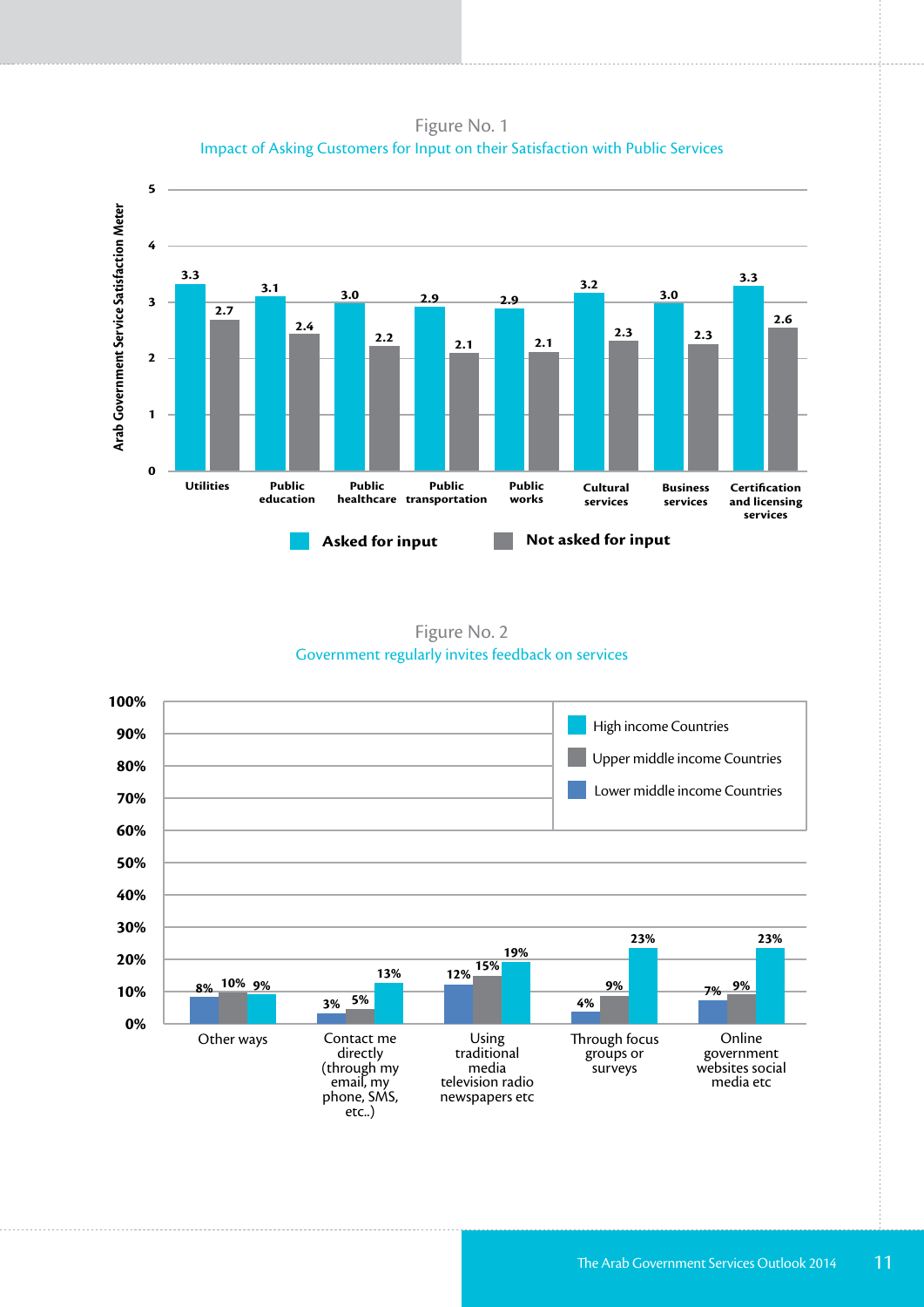Figure No. 1

Impact of Asking Customers for Input on their Satisfaction with Public Services

| Arab Government Service Satisfaction Meter | Asked for input | Not asked for input |
|---|---|---|
| Utilities | 3.3 | 2.7 |
| Public education | 3.1 | 2.4 |
| Public healthcare | 3.0 | 2.2 |
| Public transportation | 2.9 | 2.1 |
| Public works | 2.9 | 2.1 |
| Cultural services | 3.2 | 2.3 |
| Business services | 3.0 | 2.3 |
| Certification and licensing services | 3.3 | 2.6 |

Figure No. 2

Government regularly invites feedback on services

| | Lower middle income Countries | Upper middle income Countries | High income Countries |
|---|---|---|---|
| Other ways | 8% | 10% | 9% |
| Contact me directly (through my email, my phone, SMS, etc..) | 3% | 5% | 13% |
| Using traditional media television radio newspapers etc | 12% | 15% | 19% |
| Through focus groups or surveys | 4% | 9% | 23% |
| Online government websites social media etc | 7% | 9% | 23% |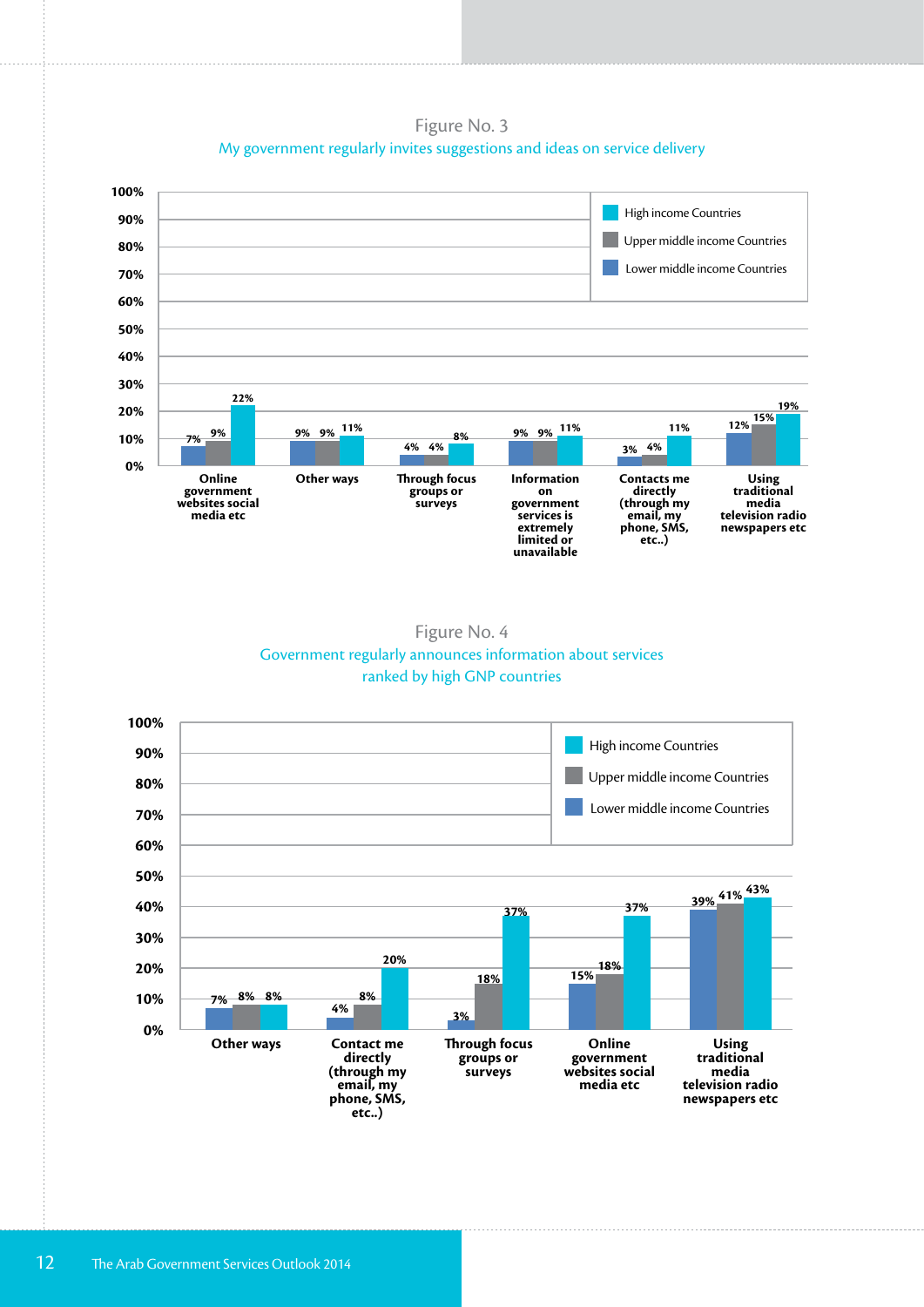Figure No. 3

My government regularly invites suggestions and ideas on service delivery

| | Lower middle income Countries | Upper middle income Countries | High income Countries |
|---|---|---|---|
| Online government websites social media etc | 7% | 9% | 22% |
| Other ways | 9% | 9% | 11% |
| Through focus groups or surveys | 4% | 4% | 8% |
| Information on government services is extremely limited or unavailable | 9% | 9% | 11% |
| Contacts me directly (through my email, my phone, SMS, etc..) | 3% | 4% | 11% |
| Using traditional media television radio newspapers etc | 12% | 15% | 19% |

Figure No. 4

Government regularly announces information about services ranked by high GNP countries

| | Lower middle income Countries | Upper middle income Countries | High income Countries |
|---|---|---|---|
| Other ways | 7% | 8% | 8% |
| Contact me directly (through my email, my phone, SMS, etc..) | 4% | 8% | 20% |
| Through focus groups or surveys | 3% | 18% | 37% |
| Online government websites social media etc | 15% | 18% | 37% |
| Using traditional media television radio newspapers etc | 39% | 41% | 43% |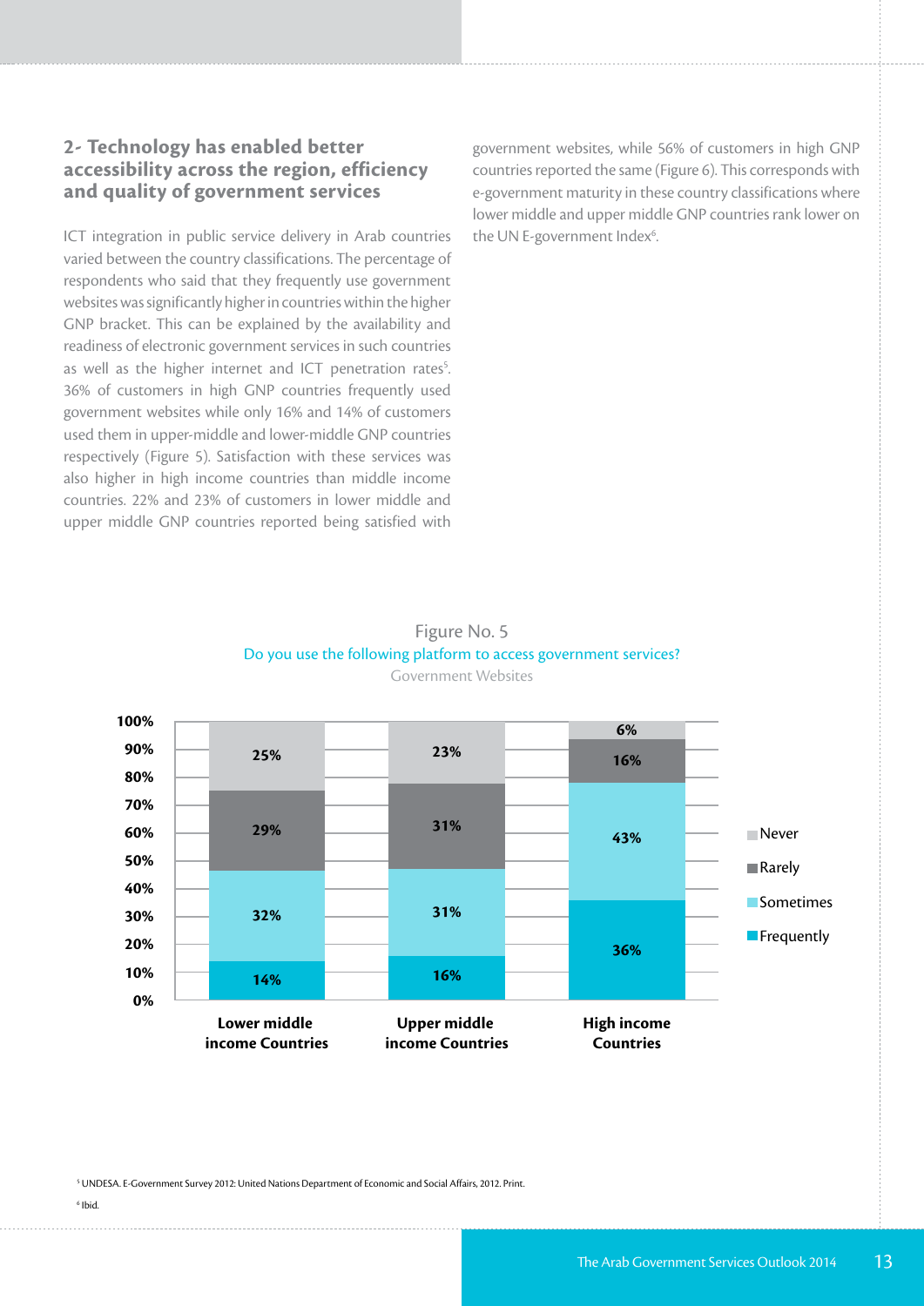## 2- Technology has enabled better accessibility across the region, efficiency and quality of government services

ICT integration in public service delivery in Arab countries varied between the country classifications. The percentage of respondents who said that they frequently use government websites was significantly higher in countries within the higher GNP bracket. This can be explained by the availability and readiness of electronic government services in such countries as well as the higher internet and ICT penetration rates[5]. 36% of customers in high GNP countries frequently used government websites while only 16% and 14% of customers used them in upper-middle and lower-middle GNP countries respectively (Figure 5). Satisfaction with these services was also higher in high income countries than middle income countries. 22% and 23% of customers in lower middle and upper middle GNP countries reported being satisfied with government websites, while 56% of customers in high GNP countries reported the same (Figure 6). This corresponds with e-government maturity in these country classifications where lower middle and upper middle GNP countries rank lower on the UN E-government Index[6].

Figure No. 5

Do you use the following platform to access government services?

Government Websites

| | Lower middle income Countries | Upper middle income Countries | High income Countries |
|---|---|---|---|
| Never | 25% | 23% | 6% |
| Rarely | 29% | 31% | 16% |
| Sometimes | 32% | 31% | 43% |
| Frequently | 14% | 16% | 36% |

[5] UNDESA. E-Government Survey 2012: United Nations Department of Economic and Social Affairs, 2012. Print.

[6] Ibid.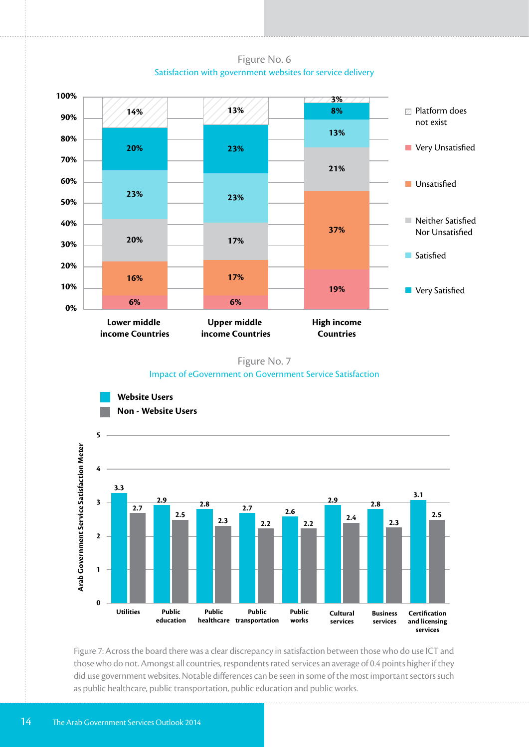Figure No. 6

Satisfaction with government websites for service delivery

| | Lower middle income Countries | Upper middle income Countries | High income Countries |
|---|---|---|---|
| Platform does not exist | 14% | 13% | 3% |
| Very Satisfied | 20% | 23% | 8% |
| Satisfied | 23% | 23% | 13% |
| Neither Satisfied Nor Unsatisfied | 20% | 17% | 21% |
| Unsatisfied | 16% | 17% | 37% |
| Very Unsatisfied | 6% | 6% | 19% |

Figure No. 7

Impact of eGovernment on Government Service Satisfaction

Arab Government Service Satisfaction Meter

| | Website Users | Non - Website Users |
|---|---|---|
| Utilities | 3.3 | 2.7 |
| Public education | 2.9 | 2.5 |
| Public healthcare | 2.8 | 2.3 |
| Public transportation | 2.7 | 2.2 |
| Public works | 2.6 | 2.2 |
| Cultural services | 2.9 | 2.4 |
| Business services | 2.8 | 2.3 |
| Certification and licensing services | 3.1 | 2.5 |

Figure 7: Across the board there was a clear discrepancy in satisfaction between those who do use ICT and those who do not. Amongst all countries, respondents rated services an average of 0.4 points higher if they did use government websites. Notable differences can be seen in some of the most important sectors such as public healthcare, public transportation, public education and public works.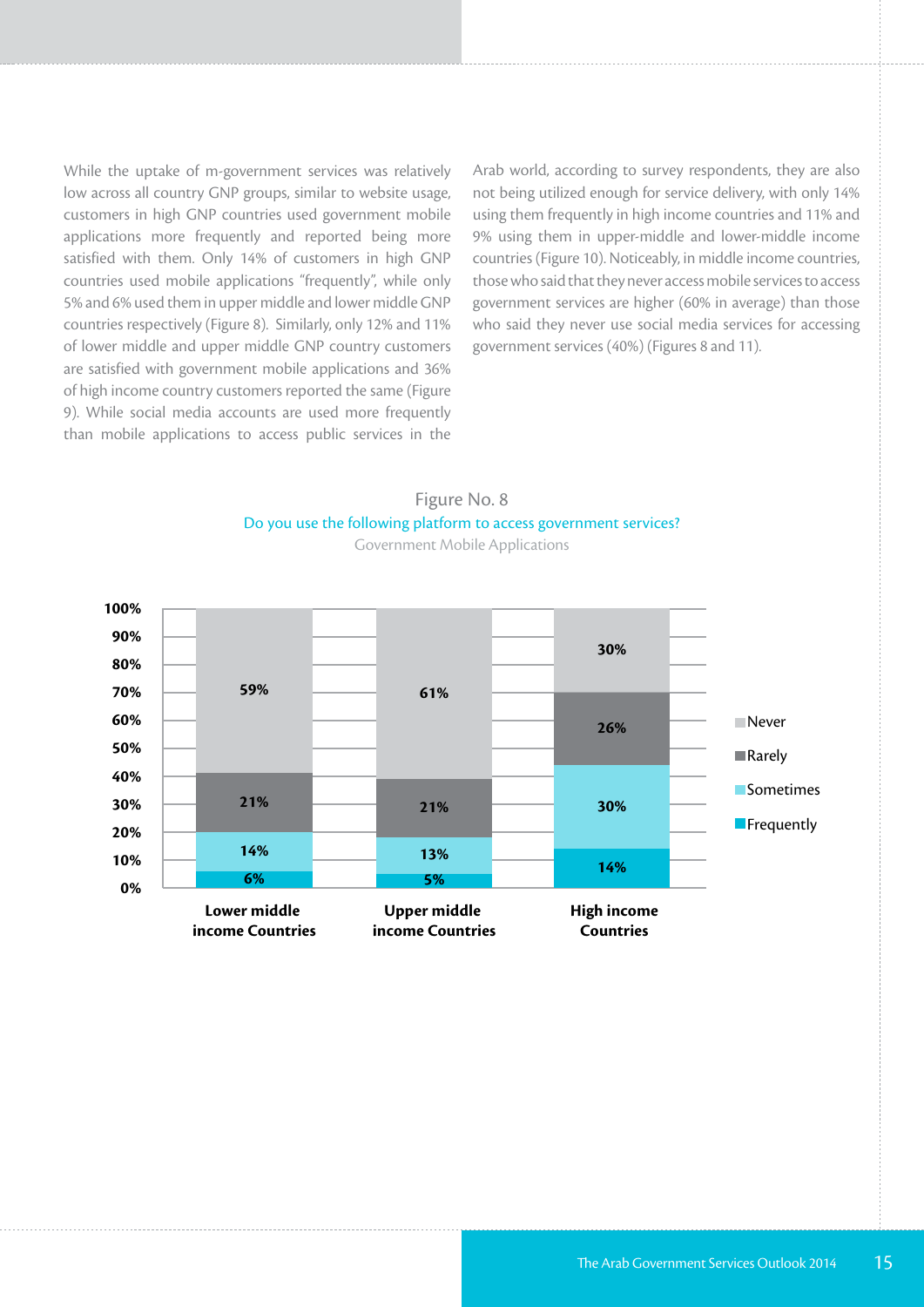While the uptake of m-government services was relatively low across all country GNP groups, similar to website usage, customers in high GNP countries used government mobile applications more frequently and reported being more satisfied with them. Only 14% of customers in high GNP countries used mobile applications "frequently", while only 5% and 6% used them in upper middle and lower middle GNP countries respectively (Figure 8). Similarly, only 12% and 11% of lower middle and upper middle GNP country customers are satisfied with government mobile applications and 36% of high income country customers reported the same (Figure 9). While social media accounts are used more frequently than mobile applications to access public services in the Arab world, according to survey respondents, they are also not being utilized enough for service delivery, with only 14% using them frequently in high income countries and 11% and 9% using them in upper-middle and lower-middle income countries (Figure 10). Noticeably, in middle income countries, those who said that they never access mobile services to access government services are higher (60% in average) than those who said they never use social media services for accessing government services (40%) (Figures 8 and 11).

Figure No. 8

Do you use the following platform to access government services?

Government Mobile Applications

| | Lower middle income Countries | Upper middle income Countries | High income Countries |
|---|---|---|---|
| Never | 59% | 61% | 30% |
| Rarely | 21% | 21% | 26% |
| Sometimes | 14% | 13% | 30% |
| Frequently | 6% | 5% | 14% |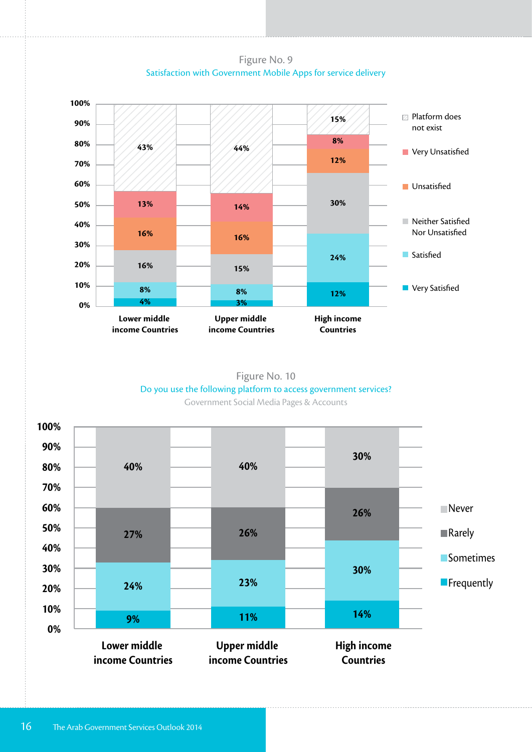Figure No. 9

Satisfaction with Government Mobile Apps for service delivery

| | Lower middle income Countries | Upper middle income Countries | High income Countries |
|---|---|---|---|
| Platform does not exist | 43% | 44% | 15% |
| Very Unsatisfied | 13% | 14% | 8% |
| Unsatisfied | 16% | 16% | 12% |
| Neither Satisfied Nor Unsatisfied | 16% | 15% | 30% |
| Satisfied | 8% | 8% | 24% |
| Very Satisfied | 4% | 3% | 12% |

Figure No. 10

Do you use the following platform to access government services?

Government Social Media Pages & Accounts

| | Lower middle income Countries | Upper middle income Countries | High income Countries |
|---|---|---|---|
| Never | 40% | 40% | 30% |
| Rarely | 27% | 26% | 26% |
| Sometimes | 24% | 23% | 30% |
| Frequently | 9% | 11% | 14% |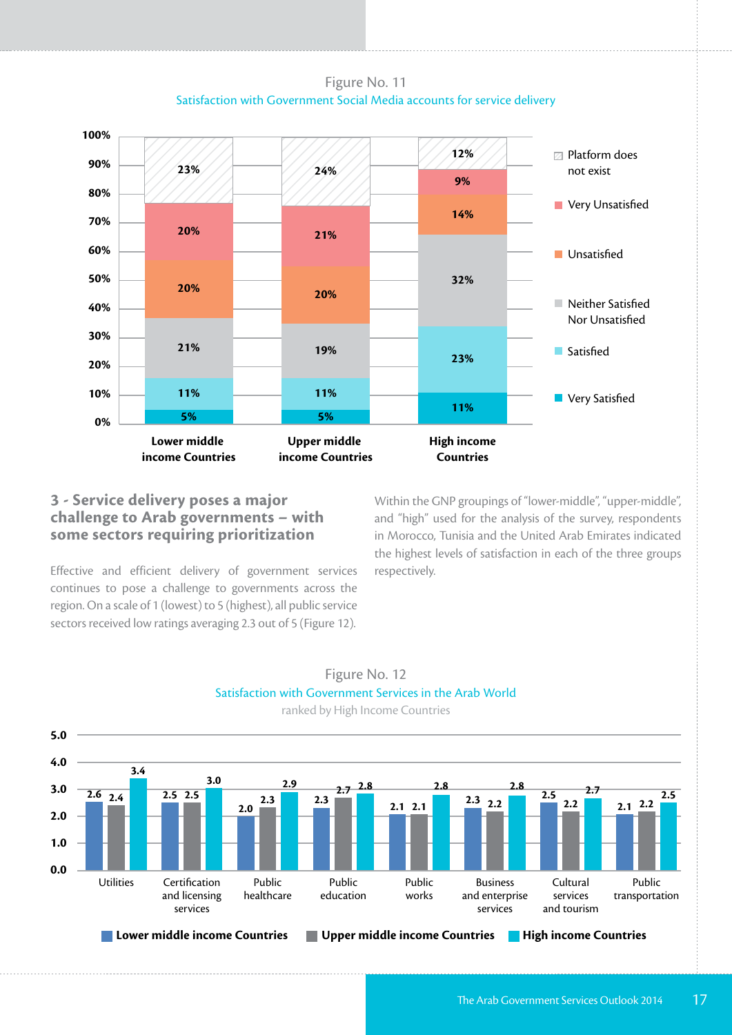Figure No. 11

Satisfaction with Government Social Media accounts for service delivery

| | Lower middle income Countries | Upper middle income Countries | High income Countries |
|---|---|---|---|
| Platform does not exist | 23% | 24% | 12% |
| Very Unsatisfied | 20% | 21% | 9% |
| Unsatisfied | 20% | 20% | 14% |
| Neither Satisfied Nor Unsatisfied | 21% | 19% | 32% |
| Satisfied | 11% | 11% | 23% |
| Very Satisfied | 5% | 5% | 11% |

## 3 - Service delivery poses a major challenge to Arab governments – with some sectors requiring prioritization

Effective and efficient delivery of government services continues to pose a challenge to governments across the region. On a scale of 1 (lowest) to 5 (highest), all public service sectors received low ratings averaging 2.3 out of 5 (Figure 12).

Within the GNP groupings of "lower-middle", "upper-middle", and "high" used for the analysis of the survey, respondents in Morocco, Tunisia and the United Arab Emirates indicated the highest levels of satisfaction in each of the three groups respectively.

Figure No. 12

Satisfaction with Government Services in the Arab World

ranked by High Income Countries

| | Lower middle income Countries | Upper middle income Countries | High income Countries |
|---|---|---|---|
| Utilities | 2.6 | 2.4 | 3.4 |
| Certification and licensing services | 2.5 | 2.5 | 3.0 |
| Public healthcare | 2.0 | 2.3 | 2.9 |
| Public education | 2.3 | 2.7 | 2.8 |
| Public works | 2.1 | 2.1 | 2.8 |
| Business and enterprise services | 2.3 | 2.2 | 2.8 |
| Cultural services and tourism | 2.5 | 2.2 | 2.7 |
| Public transportation | 2.1 | 2.2 | 2.5 |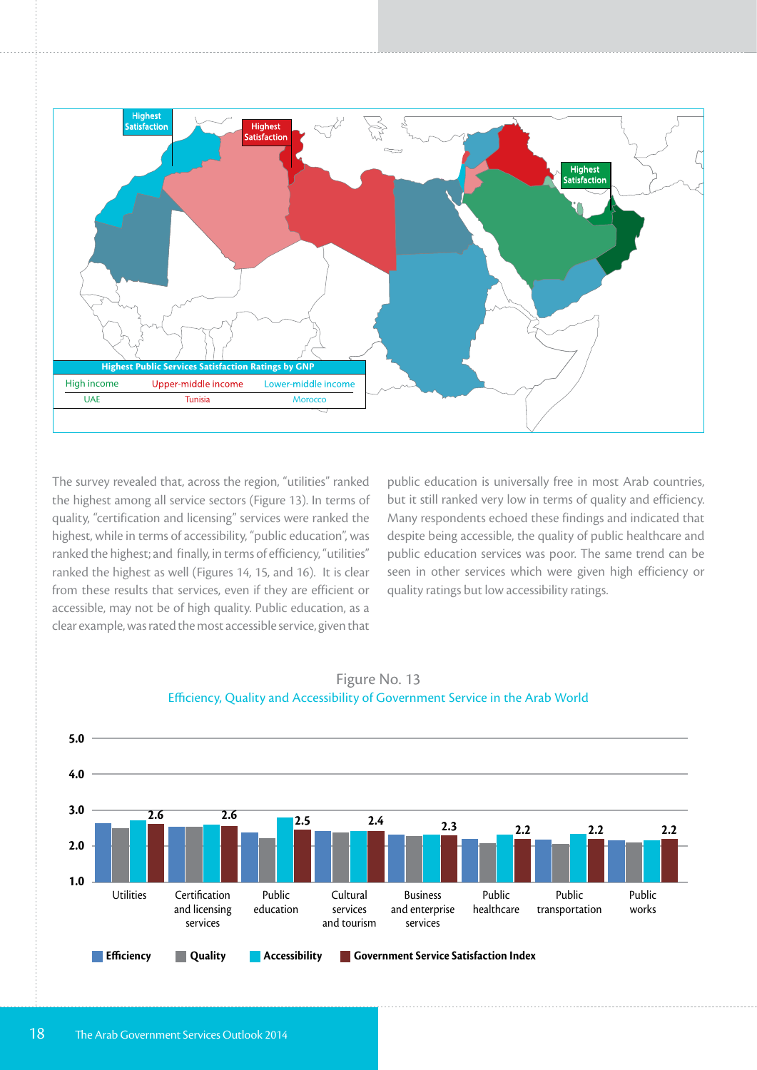| Highest Public Services Satisfaction Ratings by GNP | | |
|---|---|---|
| High income | Upper-middle income | Lower-middle income |
| UAE | Tunisia | Morocco |

The survey revealed that, across the region, "utilities" ranked the highest among all service sectors (Figure 13). In terms of quality, "certification and licensing" services were ranked the highest, while in terms of accessibility, "public education", was ranked the highest; and finally, in terms of efficiency, "utilities" ranked the highest as well (Figures 14, 15, and 16). It is clear from these results that services, even if they are efficient or accessible, may not be of high quality. Public education, as a clear example, was rated the most accessible service, given that public education is universally free in most Arab countries, but it still ranked very low in terms of quality and efficiency. Many respondents echoed these findings and indicated that despite being accessible, the quality of public healthcare and public education services was poor. The same trend can be seen in other services which were given high efficiency or quality ratings but low accessibility ratings.

Figure No. 13

Efficiency, Quality and Accessibility of Government Service in the Arab World

| Service | Government Service Satisfaction Index |
|---|---|
| Utilities | 2.6 |
| Certification and licensing services | 2.6 |
| Public education | 2.5 |
| Cultural services and tourism | 2.4 |
| Business and enterprise services | 2.3 |
| Public healthcare | 2.2 |
| Public transportation | 2.2 |
| Public works | 2.2 |

Efficiency | Quality | Accessibility | Government Service Satisfaction Index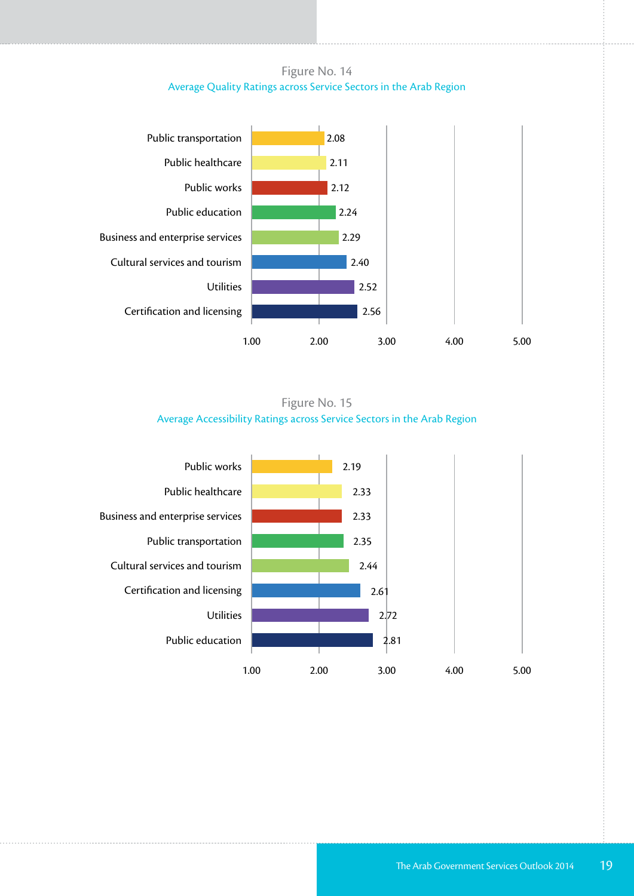Figure No. 14

Average Quality Ratings across Service Sectors in the Arab Region

| Sector | Rating |
|---|---|
| Public transportation | 2.08 |
| Public healthcare | 2.11 |
| Public works | 2.12 |
| Public education | 2.24 |
| Business and enterprise services | 2.29 |
| Cultural services and tourism | 2.40 |
| Utilities | 2.52 |
| Certification and licensing | 2.56 |

Figure No. 15

Average Accessibility Ratings across Service Sectors in the Arab Region

| Sector | Rating |
|---|---|
| Public works | 2.19 |
| Public healthcare | 2.33 |
| Business and enterprise services | 2.33 |
| Public transportation | 2.35 |
| Cultural services and tourism | 2.44 |
| Certification and licensing | 2.61 |
| Utilities | 2.72 |
| Public education | 2.81 |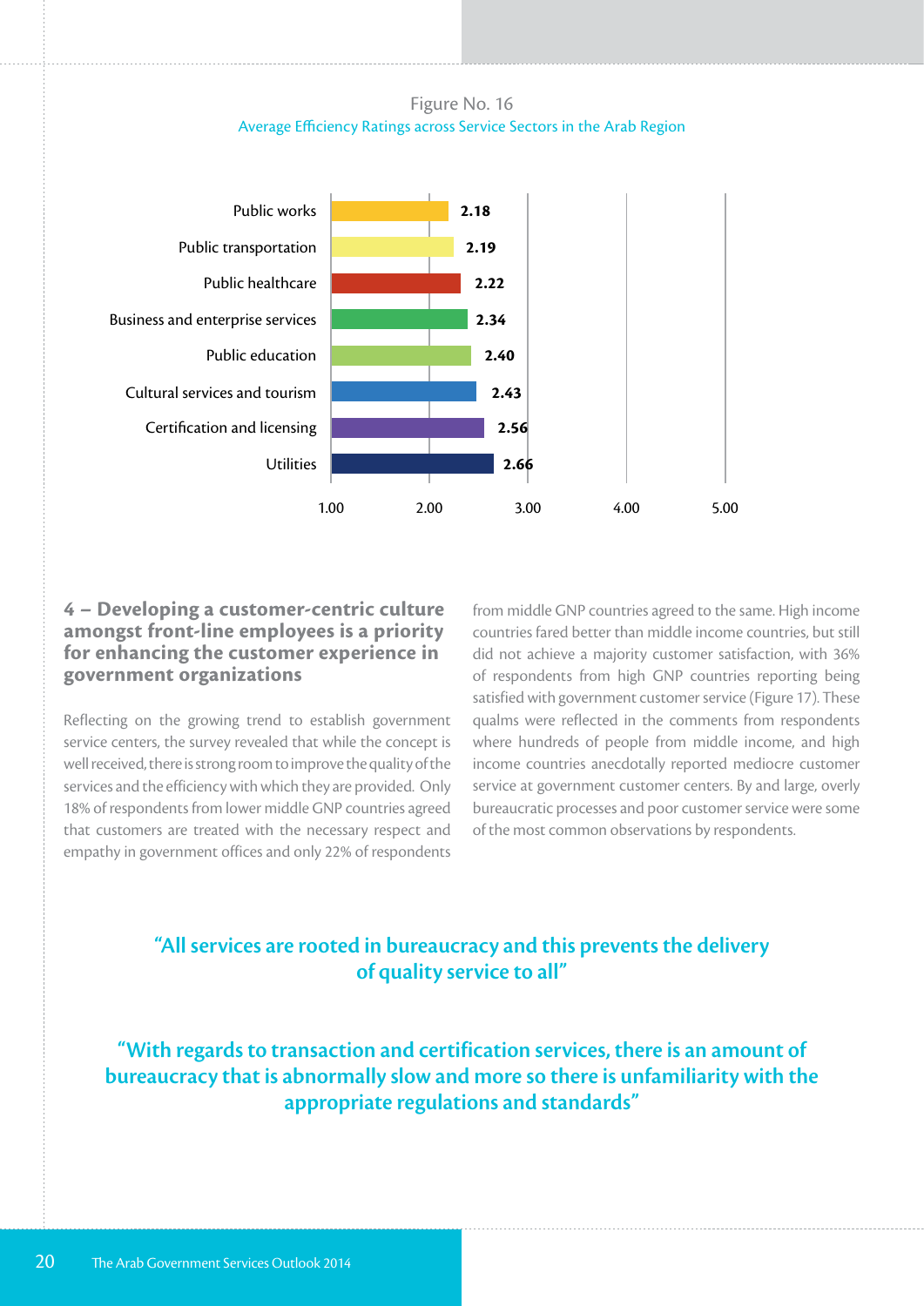Figure No. 16

Average Efficiency Ratings across Service Sectors in the Arab Region

| Sector | Rating |
|---|---|
| Public works | 2.18 |
| Public transportation | 2.19 |
| Public healthcare | 2.22 |
| Business and enterprise services | 2.34 |
| Public education | 2.40 |
| Cultural services and tourism | 2.43 |
| Certification and licensing | 2.56 |
| Utilities | 2.66 |

## 4 – Developing a customer-centric culture amongst front-line employees is a priority for enhancing the customer experience in government organizations

Reflecting on the growing trend to establish government service centers, the survey revealed that while the concept is well received, there is strong room to improve the quality of the services and the efficiency with which they are provided. Only 18% of respondents from lower middle GNP countries agreed that customers are treated with the necessary respect and empathy in government offices and only 22% of respondents from middle GNP countries agreed to the same. High income countries fared better than middle income countries, but still did not achieve a majority customer satisfaction, with 36% of respondents from high GNP countries reporting being satisfied with government customer service (Figure 17). These qualms were reflected in the comments from respondents where hundreds of people from middle income, and high income countries anecdotally reported mediocre customer service at government customer centers. By and large, overly bureaucratic processes and poor customer service were some of the most common observations by respondents.

**"All services are rooted in bureaucracy and this prevents the delivery of quality service to all"**

**"With regards to transaction and certification services, there is an amount of bureaucracy that is abnormally slow and more so there is unfamiliarity with the appropriate regulations and standards"**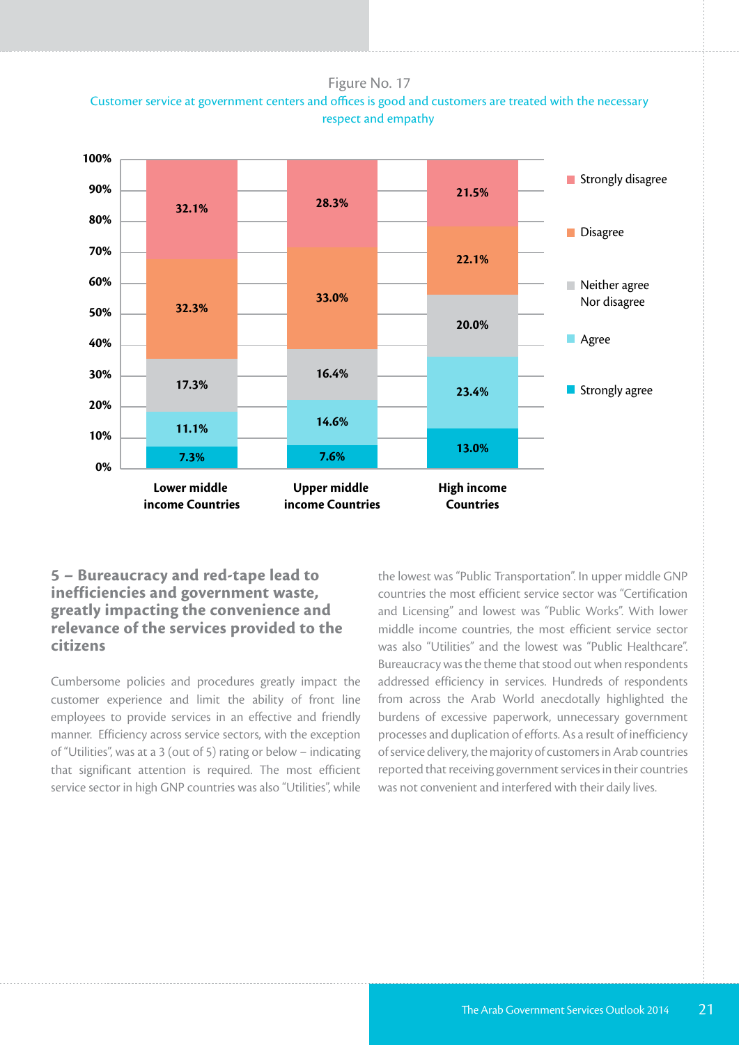Figure No. 17

Customer service at government centers and offices is good and customers are treated with the necessary respect and empathy

| | Lower middle income Countries | Upper middle income Countries | High income Countries |
|---|---|---|---|
| Strongly disagree | 32.1% | 28.3% | 21.5% |
| Disagree | 32.3% | 33.0% | 22.1% |
| Neither agree Nor disagree | 17.3% | 16.4% | 20.0% |
| Agree | 11.1% | 14.6% | 23.4% |
| Strongly agree | 7.3% | 7.6% | 13.0% |

## 5 – Bureaucracy and red-tape lead to inefficiencies and government waste, greatly impacting the convenience and relevance of the services provided to the citizens

Cumbersome policies and procedures greatly impact the customer experience and limit the ability of front line employees to provide services in an effective and friendly manner. Efficiency across service sectors, with the exception of "Utilities", was at a 3 (out of 5) rating or below – indicating that significant attention is required. The most efficient service sector in high GNP countries was also "Utilities", while the lowest was "Public Transportation". In upper middle GNP countries the most efficient service sector was "Certification and Licensing" and lowest was "Public Works". With lower middle income countries, the most efficient service sector was also "Utilities" and the lowest was "Public Healthcare". Bureaucracy was the theme that stood out when respondents addressed efficiency in services. Hundreds of respondents from across the Arab World anecdotally highlighted the burdens of excessive paperwork, unnecessary government processes and duplication of efforts. As a result of inefficiency of service delivery, the majority of customers in Arab countries reported that receiving government services in their countries was not convenient and interfered with their daily lives.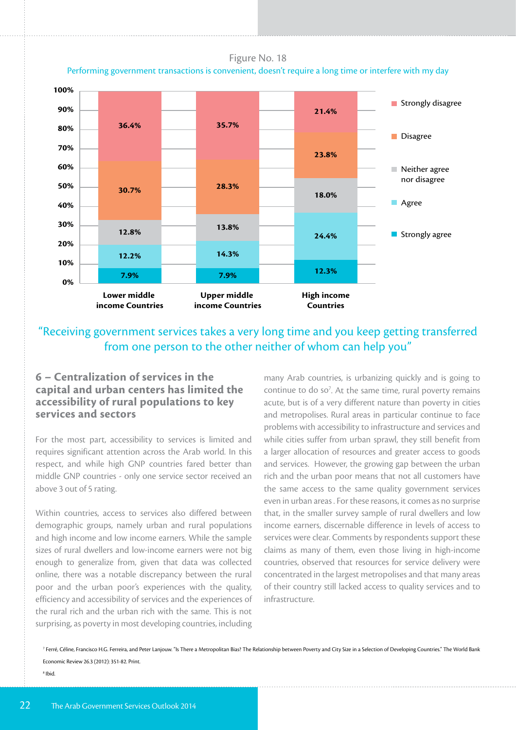Figure No. 18

Performing government transactions is convenient, doesn't require a long time or interfere with my day

| | Lower middle income Countries | Upper middle income Countries | High income Countries |
|---|---|---|---|
| Strongly disagree | 36.4% | 35.7% | 21.4% |
| Disagree | 30.7% | 28.3% | 23.8% |
| Neither agree nor disagree | 12.8% | 13.8% | 18.0% |
| Agree | 12.2% | 14.3% | 24.4% |
| Strongly agree | 7.9% | 7.9% | 12.3% |

"Receiving government services takes a very long time and you keep getting transferred from one person to the other neither of whom can help you"

## 6 – Centralization of services in the capital and urban centers has limited the accessibility of rural populations to key services and sectors

For the most part, accessibility to services is limited and requires significant attention across the Arab world. In this respect, and while high GNP countries fared better than middle GNP countries - only one service sector received an above 3 out of 5 rating.

Within countries, access to services also differed between demographic groups, namely urban and rural populations and high income and low income earners. While the sample sizes of rural dwellers and low-income earners were not big enough to generalize from, given that data was collected online, there was a notable discrepancy between the rural poor and the urban poor's experiences with the quality, efficiency and accessibility of services and the experiences of the rural rich and the urban rich with the same. This is not surprising, as poverty in most developing countries, including many Arab countries, is urbanizing quickly and is going to continue to do so[7]. At the same time, rural poverty remains acute, but is of a very different nature than poverty in cities and metropolises. Rural areas in particular continue to face problems with accessibility to infrastructure and services and while cities suffer from urban sprawl, they still benefit from a larger allocation of resources and greater access to goods and services. However, the growing gap between the urban rich and the urban poor means that not all customers have the same access to the same quality government services even in urban areas. For these reasons, it comes as no surprise that, in the smaller survey sample of rural dwellers and low income earners, discernable difference in levels of access to services were clear. Comments by respondents support these claims as many of them, even those living in high-income countries, observed that resources for service delivery were concentrated in the largest metropolises and that many areas of their country still lacked access to quality services and to infrastructure.

[7] Ferré, Céline, Francisco H.G. Ferreira, and Peter Lanjouw. "Is There a Metropolitan Bias? The Relationship between Poverty and City Size in a Selection of Developing Countries." The World Bank Economic Review 26.3 (2012): 351-82. Print.

[8] Ibid.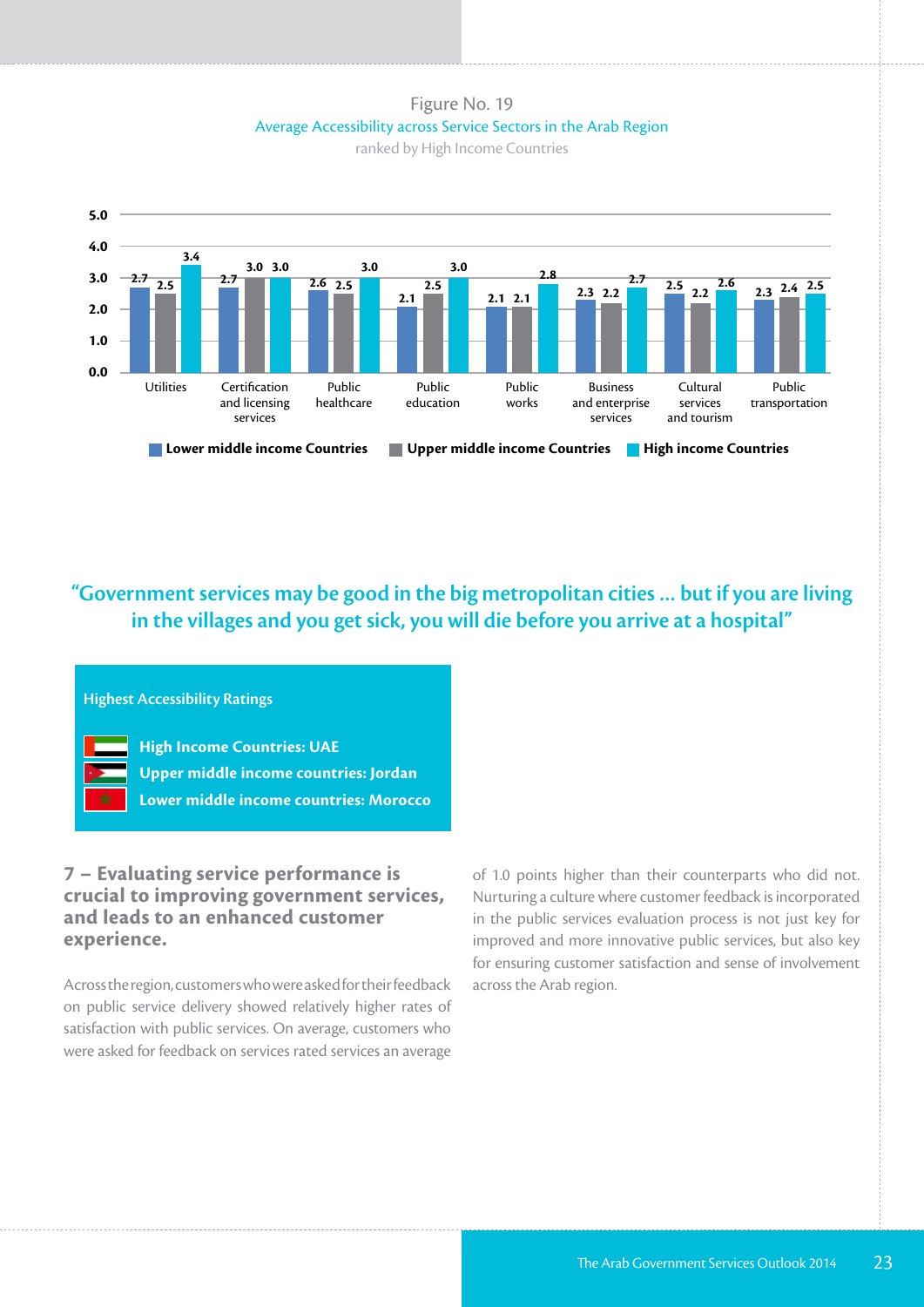Figure No. 19

Average Accessibility across Service Sectors in the Arab Region

ranked by High Income Countries

| Sector | Lower middle income Countries | Upper middle income Countries | High income Countries |
|---|---|---|---|
| Utilities | 2.7 | 2.5 | 3.4 |
| Certification and licensing services | 2.7 | 3.0 | 3.0 |
| Public healthcare | 2.6 | 2.5 | 3.0 |
| Public education | 2.1 | 2.5 | 3.0 |
| Public works | 2.1 | 2.1 | 2.8 |
| Business and enterprise services | 2.3 | 2.2 | 2.7 |
| Cultural services and tourism | 2.5 | 2.2 | 2.6 |
| Public transportation | 2.3 | 2.4 | 2.5 |

**"Government services may be good in the big metropolitan cities ... but if you are living in the villages and you get sick, you will die before you arrive at a hospital"**

**Highest Accessibility Ratings**

- **High Income Countries: UAE**
- **Upper middle income countries: Jordan**
- **Lower middle income countries: Morocco**

## 7 – Evaluating service performance is crucial to improving government services, and leads to an enhanced customer experience.

Across the region, customers who were asked for their feedback on public service delivery showed relatively higher rates of satisfaction with public services. On average, customers who were asked for feedback on services rated services an average of 1.0 points higher than their counterparts who did not. Nurturing a culture where customer feedback is incorporated in the public services evaluation process is not just key for improved and more innovative public services, but also key for ensuring customer satisfaction and sense of involvement across the Arab region.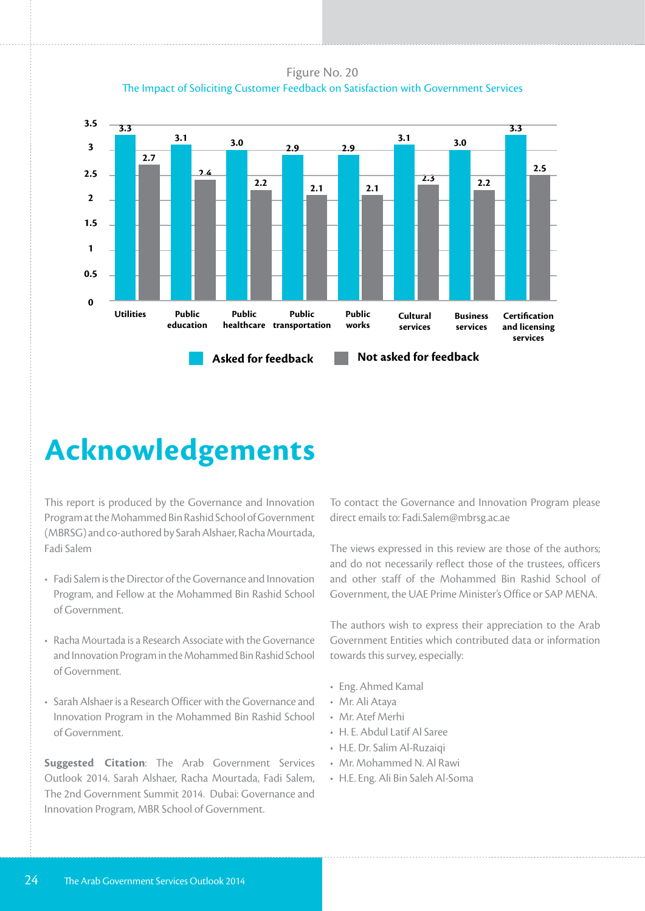Figure No. 20

The Impact of Soliciting Customer Feedback on Satisfaction with Government Services

| | Asked for feedback | Not asked for feedback |
|---|---|---|
| Utilities | 3.3 | 2.7 |
| Public education | 3.1 | 2.4 |
| Public healthcare | 3.0 | 2.2 |
| Public transportation | 2.9 | 2.1 |
| Public works | 2.9 | 2.1 |
| Cultural services | 3.1 | 2.3 |
| Business services | 3.0 | 2.2 |
| Certification and licensing services | 3.3 | 2.5 |

# Acknowledgements

This report is produced by the Governance and Innovation Program at the Mohammed Bin Rashid School of Government (MBRSG) and co-authored by Sarah Alshaer, Racha Mourtada, Fadi Salem

- Fadi Salem is the Director of the Governance and Innovation Program, and Fellow at the Mohammed Bin Rashid School of Government.
- Racha Mourtada is a Research Associate with the Governance and Innovation Program in the Mohammed Bin Rashid School of Government.
- Sarah Alshaer is a Research Officer with the Governance and Innovation Program in the Mohammed Bin Rashid School of Government.

**Suggested Citation**: The Arab Government Services Outlook 2014. Sarah Alshaer, Racha Mourtada, Fadi Salem, The 2nd Government Summit 2014. Dubai: Governance and Innovation Program, MBR School of Government.

To contact the Governance and Innovation Program please direct emails to: Fadi.Salem@mbrsg.ac.ae

The views expressed in this review are those of the authors; and do not necessarily reflect those of the trustees, officers and other staff of the Mohammed Bin Rashid School of Government, the UAE Prime Minister's Office or SAP MENA.

The authors wish to express their appreciation to the Arab Government Entities which contributed data or information towards this survey, especially:

- Eng. Ahmed Kamal
- Mr. Ali Ataya
- Mr. Atef Merhi
- H. E. Abdul Latif Al Saree
- H.E. Dr. Salim Al-Ruzaiqi
- Mr. Mohammed N. Al Rawi
- H.E. Eng. Ali Bin Saleh Al-Soma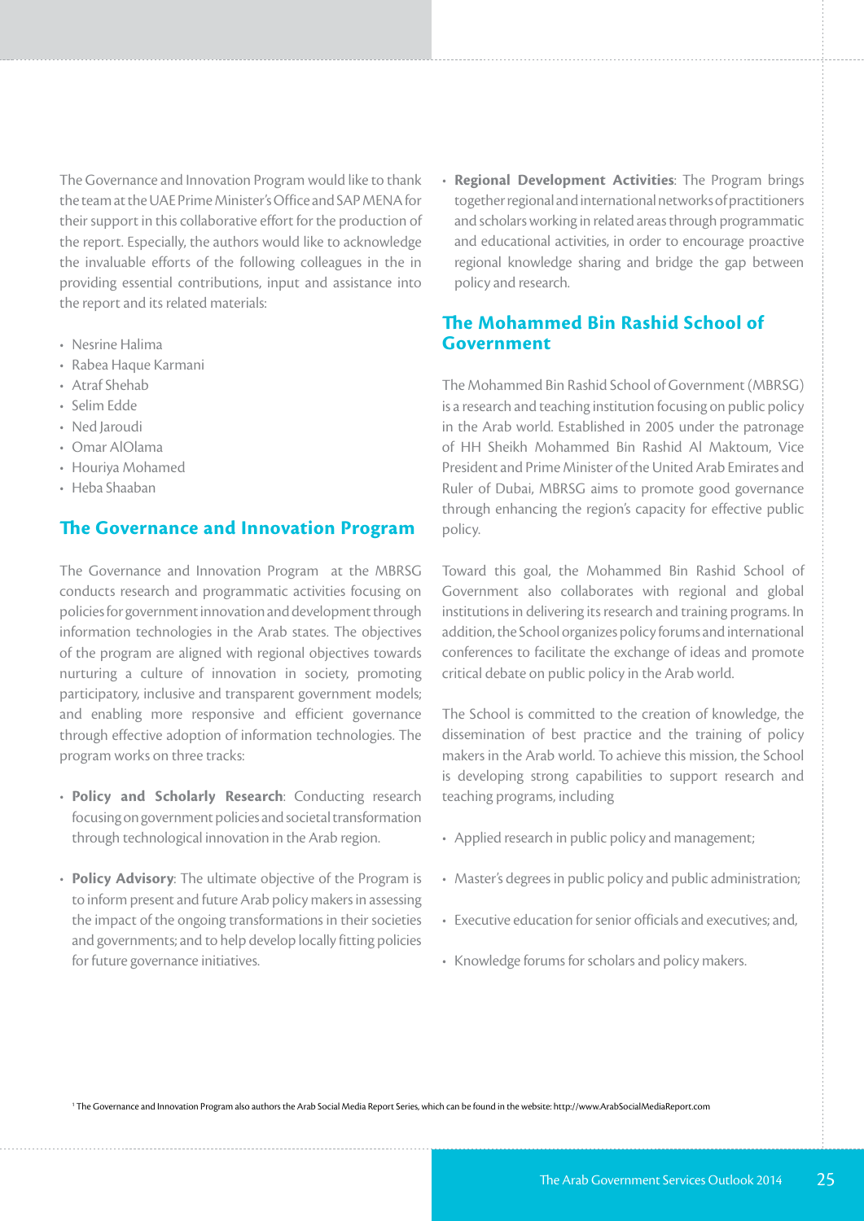The Governance and Innovation Program would like to thank the team at the UAE Prime Minister's Office and SAP MENA for their support in this collaborative effort for the production of the report. Especially, the authors would like to acknowledge the invaluable efforts of the following colleagues in the in providing essential contributions, input and assistance into the report and its related materials:

- Nesrine Halima
- Rabea Haque Karmani
- Atraf Shehab
- Selim Edde
- Ned Jaroudi
- Omar AlOlama
- Houriya Mohamed
- Heba Shaaban

## The Governance and Innovation Program

The Governance and Innovation Program at the MBRSG conducts research and programmatic activities focusing on policies for government innovation and development through information technologies in the Arab states. The objectives of the program are aligned with regional objectives towards nurturing a culture of innovation in society, promoting participatory, inclusive and transparent government models; and enabling more responsive and efficient governance through effective adoption of information technologies. The program works on three tracks:

- **Policy and Scholarly Research**: Conducting research focusing on government policies and societal transformation through technological innovation in the Arab region.
- **Policy Advisory**: The ultimate objective of the Program is to inform present and future Arab policy makers in assessing the impact of the ongoing transformations in their societies and governments; and to help develop locally fitting policies for future governance initiatives.
- **Regional Development Activities**: The Program brings together regional and international networks of practitioners and scholars working in related areas through programmatic and educational activities, in order to encourage proactive regional knowledge sharing and bridge the gap between policy and research.

## The Mohammed Bin Rashid School of Government

The Mohammed Bin Rashid School of Government (MBRSG) is a research and teaching institution focusing on public policy in the Arab world. Established in 2005 under the patronage of HH Sheikh Mohammed Bin Rashid Al Maktoum, Vice President and Prime Minister of the United Arab Emirates and Ruler of Dubai, MBRSG aims to promote good governance through enhancing the region's capacity for effective public policy.

Toward this goal, the Mohammed Bin Rashid School of Government also collaborates with regional and global institutions in delivering its research and training programs. In addition, the School organizes policy forums and international conferences to facilitate the exchange of ideas and promote critical debate on public policy in the Arab world.

The School is committed to the creation of knowledge, the dissemination of best practice and the training of policy makers in the Arab world. To achieve this mission, the School is developing strong capabilities to support research and teaching programs, including

- Applied research in public policy and management;
- Master's degrees in public policy and public administration;
- Executive education for senior officials and executives; and,
- Knowledge forums for scholars and policy makers.

[1] The Governance and Innovation Program also authors the Arab Social Media Report Series, which can be found in the website: http://www.ArabSocialMediaReport.com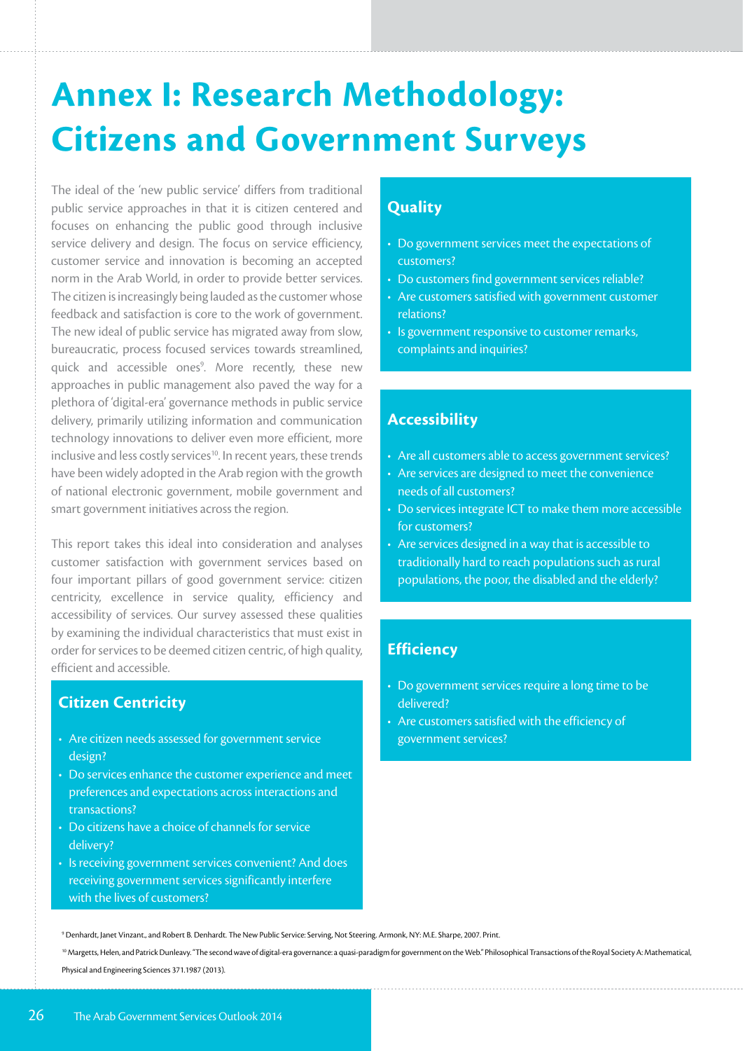# Annex I: Research Methodology: Citizens and Government Surveys

The ideal of the 'new public service' differs from traditional public service approaches in that it is citizen centered and focuses on enhancing the public good through inclusive service delivery and design. The focus on service efficiency, customer service and innovation is becoming an accepted norm in the Arab World, in order to provide better services. The citizen is increasingly being lauded as the customer whose feedback and satisfaction is core to the work of government. The new ideal of public service has migrated away from slow, bureaucratic, process focused services towards streamlined, quick and accessible ones[9]. More recently, these new approaches in public management also paved the way for a plethora of 'digital-era' governance methods in public service delivery, primarily utilizing information and communication technology innovations to deliver even more efficient, more inclusive and less costly services[10]. In recent years, these trends have been widely adopted in the Arab region with the growth of national electronic government, mobile government and smart government initiatives across the region.

This report takes this ideal into consideration and analyses customer satisfaction with government services based on four important pillars of good government service: citizen centricity, excellence in service quality, efficiency and accessibility of services. Our survey assessed these qualities by examining the individual characteristics that must exist in order for services to be deemed citizen centric, of high quality, efficient and accessible.

### Citizen Centricity

- Are citizen needs assessed for government service design?
- Do services enhance the customer experience and meet preferences and expectations across interactions and transactions?
- Do citizens have a choice of channels for service delivery?
- Is receiving government services convenient? And does receiving government services significantly interfere with the lives of customers?

### Quality

- Do government services meet the expectations of customers?
- Do customers find government services reliable?
- Are customers satisfied with government customer relations?
- Is government responsive to customer remarks, complaints and inquiries?

### Accessibility

- Are all customers able to access government services?
- Are services are designed to meet the convenience needs of all customers?
- Do services integrate ICT to make them more accessible for customers?
- Are services designed in a way that is accessible to traditionally hard to reach populations such as rural populations, the poor, the disabled and the elderly?

### Efficiency

- Do government services require a long time to be delivered?
- Are customers satisfied with the efficiency of government services?

[9] Denhardt, Janet Vinzant., and Robert B. Denhardt. The New Public Service: Serving, Not Steering. Armonk, NY: M.E. Sharpe, 2007. Print.

[10] Margetts, Helen, and Patrick Dunleavy. "The second wave of digital-era governance: a quasi-paradigm for government on the Web." Philosophical Transactions of the Royal Society A: Mathematical, Physical and Engineering Sciences 371.1987 (2013).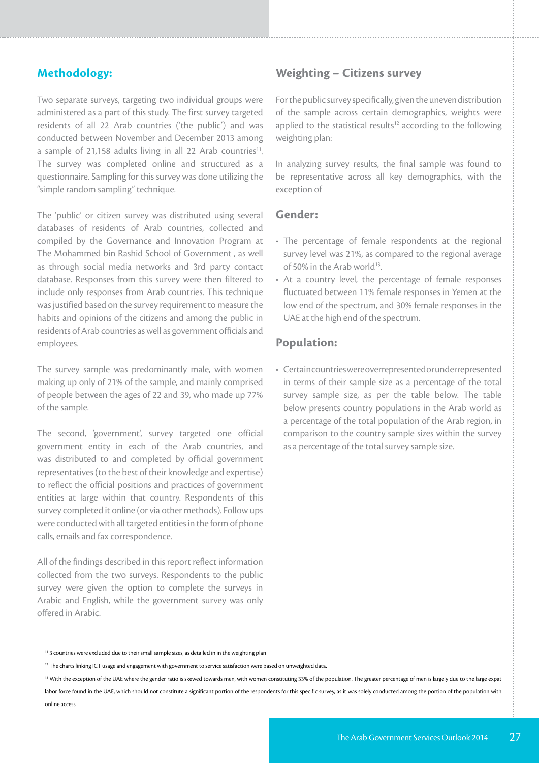## Methodology:

Two separate surveys, targeting two individual groups were administered as a part of this study. The first survey targeted residents of all 22 Arab countries ('the public') and was conducted between November and December 2013 among a sample of 21,158 adults living in all 22 Arab countries[11]. The survey was completed online and structured as a questionnaire. Sampling for this survey was done utilizing the "simple random sampling" technique.

The 'public' or citizen survey was distributed using several databases of residents of Arab countries, collected and compiled by the Governance and Innovation Program at The Mohammed bin Rashid School of Government , as well as through social media networks and 3rd party contact database. Responses from this survey were then filtered to include only responses from Arab countries. This technique was justified based on the survey requirement to measure the habits and opinions of the citizens and among the public in residents of Arab countries as well as government officials and employees.

The survey sample was predominantly male, with women making up only of 21% of the sample, and mainly comprised of people between the ages of 22 and 39, who made up 77% of the sample.

The second, 'government', survey targeted one official government entity in each of the Arab countries, and was distributed to and completed by official government representatives (to the best of their knowledge and expertise) to reflect the official positions and practices of government entities at large within that country. Respondents of this survey completed it online (or via other methods). Follow ups were conducted with all targeted entities in the form of phone calls, emails and fax correspondence.

All of the findings described in this report reflect information collected from the two surveys. Respondents to the public survey were given the option to complete the surveys in Arabic and English, while the government survey was only offered in Arabic.

## Weighting – Citizens survey

For the public survey specifically, given the uneven distribution of the sample across certain demographics, weights were applied to the statistical results[12] according to the following weighting plan:

In analyzing survey results, the final sample was found to be representative across all key demographics, with the exception of

### Gender:

- The percentage of female respondents at the regional survey level was 21%, as compared to the regional average of 50% in the Arab world[13].
- At a country level, the percentage of female responses fluctuated between 11% female responses in Yemen at the low end of the spectrum, and 30% female responses in the UAE at the high end of the spectrum.

### Population:

- Certain countries were overrepresented or underrepresented in terms of their sample size as a percentage of the total survey sample size, as per the table below. The table below presents country populations in the Arab world as a percentage of the total population of the Arab region, in comparison to the country sample sizes within the survey as a percentage of the total survey sample size.

---

[11] 3 countries were excluded due to their small sample sizes, as detailed in in the weighting plan

[12] The charts linking ICT usage and engagement with government to service satisfaction were based on unweighted data.

[13] With the exception of the UAE where the gender ratio is skewed towards men, with women constituting 33% of the population. The greater percentage of men is largely due to the large expat labor force found in the UAE, which should not constitute a significant portion of the respondents for this specific survey, as it was solely conducted among the portion of the population with online access.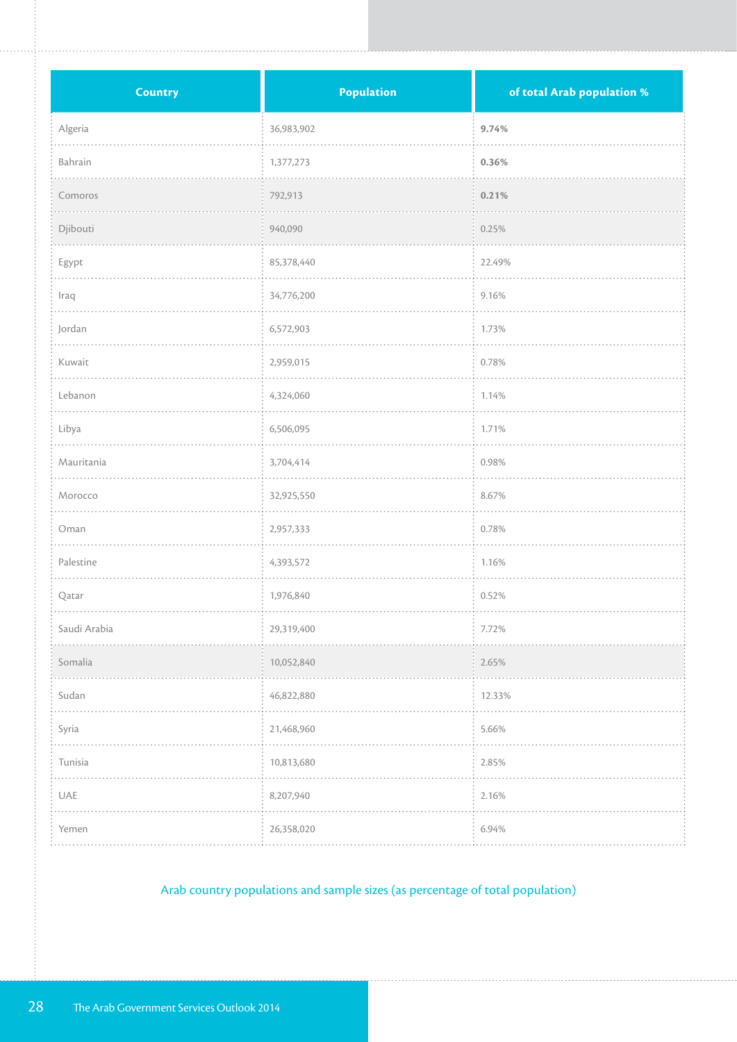| Country | Population | of total Arab population % |
|---|---|---|
| Algeria | 36,983,902 | **9.74%** |
| Bahrain | 1,377,273 | **0.36%** |
| Comoros | 792,913 | **0.21%** |
| Djibouti | 940,090 | 0.25% |
| Egypt | 85,378,440 | 22.49% |
| Iraq | 34,776,200 | 9.16% |
| Jordan | 6,572,903 | 1.73% |
| Kuwait | 2,959,015 | 0.78% |
| Lebanon | 4,324,060 | 1.14% |
| Libya | 6,506,095 | 1.71% |
| Mauritania | 3,704,414 | 0.98% |
| Morocco | 32,925,550 | 8.67% |
| Oman | 2,957,333 | 0.78% |
| Palestine | 4,393,572 | 1.16% |
| Qatar | 1,976,840 | 0.52% |
| Saudi Arabia | 29,319,400 | 7.72% |
| Somalia | 10,052,840 | 2.65% |
| Sudan | 46,822,880 | 12.33% |
| Syria | 21,468,960 | 5.66% |
| Tunisia | 10,813,680 | 2.85% |
| UAE | 8,207,940 | 2.16% |
| Yemen | 26,358,020 | 6.94% |

Arab country populations and sample sizes (as percentage of total population)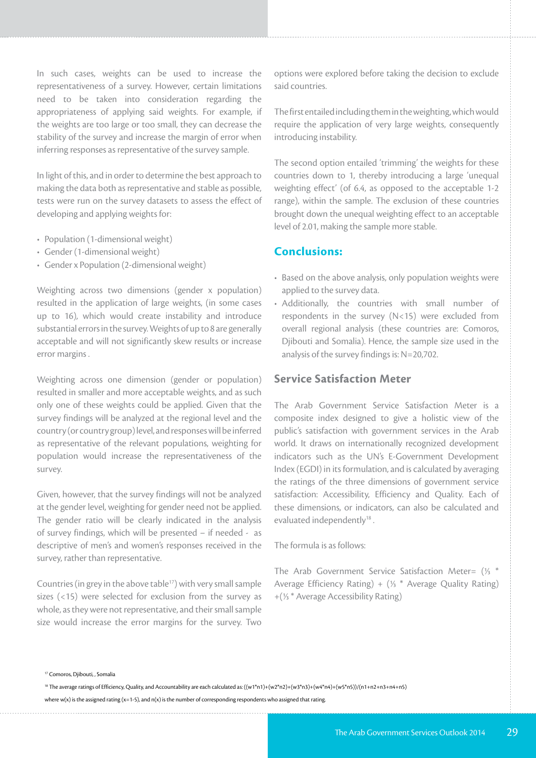In such cases, weights can be used to increase the representativeness of a survey. However, certain limitations need to be taken into consideration regarding the appropriateness of applying said weights. For example, if the weights are too large or too small, they can decrease the stability of the survey and increase the margin of error when inferring responses as representative of the survey sample.

In light of this, and in order to determine the best approach to making the data both as representative and stable as possible, tests were run on the survey datasets to assess the effect of developing and applying weights for:

- Population (1-dimensional weight)
- Gender (1-dimensional weight)
- Gender x Population (2-dimensional weight)

Weighting across two dimensions (gender x population) resulted in the application of large weights, (in some cases up to 16), which would create instability and introduce substantial errors in the survey. Weights of up to 8 are generally acceptable and will not significantly skew results or increase error margins .

Weighting across one dimension (gender or population) resulted in smaller and more acceptable weights, and as such only one of these weights could be applied. Given that the survey findings will be analyzed at the regional level and the country (or country group) level, and responses will be inferred as representative of the relevant populations, weighting for population would increase the representativeness of the survey.

Given, however, that the survey findings will not be analyzed at the gender level, weighting for gender need not be applied. The gender ratio will be clearly indicated in the analysis of survey findings, which will be presented – if needed - as descriptive of men's and women's responses received in the survey, rather than representative.

Countries (in grey in the above table[17]) with very small sample sizes (<15) were selected for exclusion from the survey as whole, as they were not representative, and their small sample size would increase the error margins for the survey. Two options were explored before taking the decision to exclude said countries.

The first entailed including them in the weighting, which would require the application of very large weights, consequently introducing instability.

The second option entailed 'trimming' the weights for these countries down to 1, thereby introducing a large 'unequal weighting effect' (of 6.4, as opposed to the acceptable 1-2 range), within the sample. The exclusion of these countries brought down the unequal weighting effect to an acceptable level of 2.01, making the sample more stable.

## Conclusions:

- Based on the above analysis, only population weights were applied to the survey data.
- Additionally, the countries with small number of respondents in the survey (N<15) were excluded from overall regional analysis (these countries are: Comoros, Djibouti and Somalia). Hence, the sample size used in the analysis of the survey findings is: N=20,702.

## Service Satisfaction Meter

The Arab Government Service Satisfaction Meter is a composite index designed to give a holistic view of the public's satisfaction with government services in the Arab world. It draws on internationally recognized development indicators such as the UN's E-Government Development Index (EGDI) in its formulation, and is calculated by averaging the ratings of the three dimensions of government service satisfaction: Accessibility, Efficiency and Quality. Each of these dimensions, or indicators, can also be calculated and evaluated independently[18] .

The formula is as follows:

The Arab Government Service Satisfaction Meter= (⅓ \* Average Efficiency Rating) + (⅓ \* Average Quality Rating) +(⅓ \* Average Accessibility Rating)

---

[17] Comoros, Djibouti, , Somalia

[18] The average ratings of Efficiency, Quality, and Accountability are each calculated as: ((w1\*n1)+(w2\*n2)+(w3\*n3)+(w4\*n4)+(w5\*n5))/(n1+n2+n3+n4+n5) where w(x) is the assigned rating (x=1-5), and n(x) is the number of corresponding respondents who assigned that rating.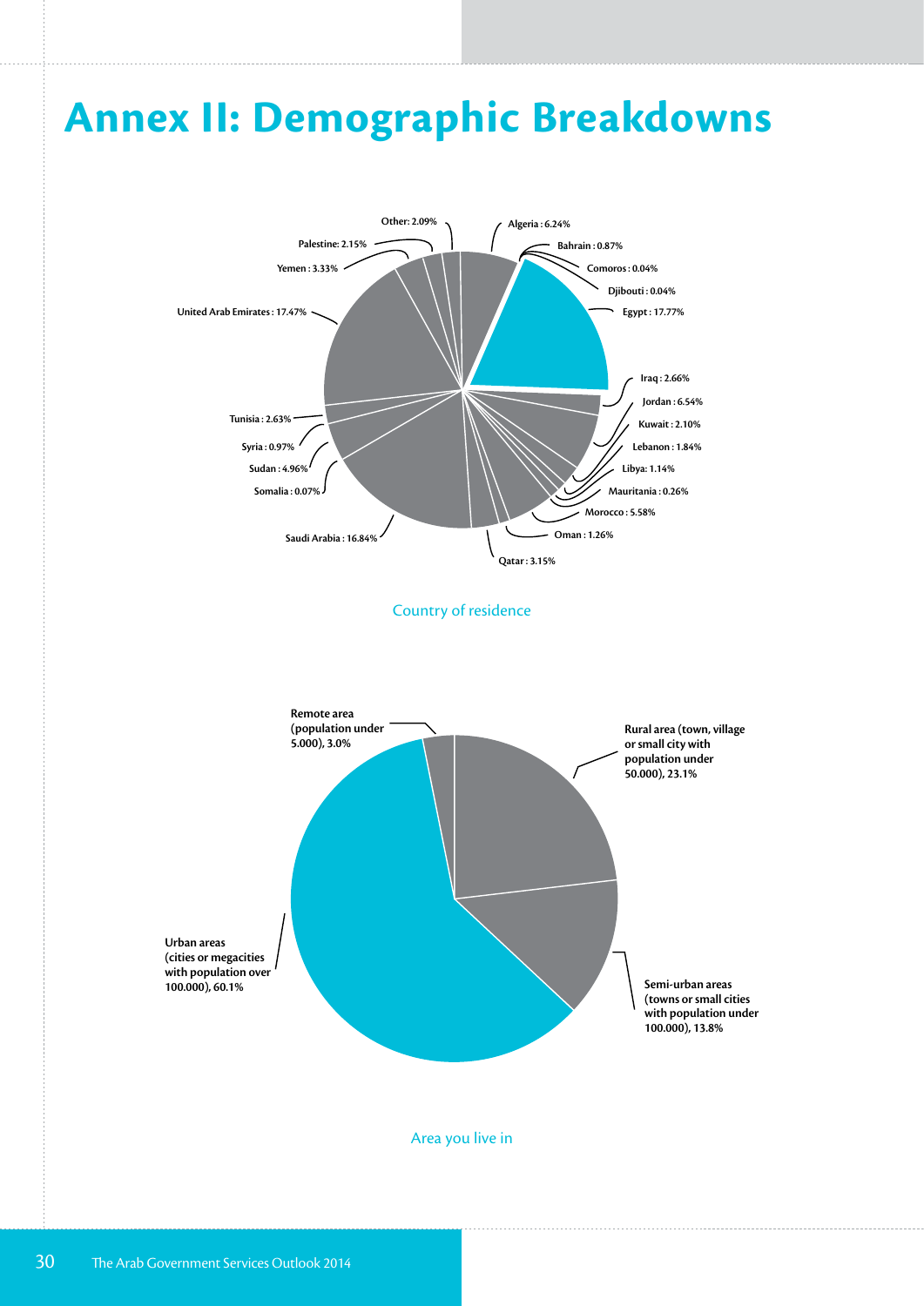# Annex II: Demographic Breakdowns

Other: 2.09%
Algeria : 6.24%
Palestine: 2.15%
Bahrain : 0.87%
Yemen : 3.33%
Comoros : 0.04%
Djibouti : 0.04%
United Arab Emirates : 17.47%
Egypt : 17.77%
Iraq : 2.66%
Jordan : 6.54%
Tunisia : 2.63%
Kuwait : 2.10%
Syria : 0.97%
Lebanon : 1.84%
Sudan : 4.96%
Libya: 1.14%
Somalia : 0.07%
Mauritania : 0.26%
Morocco : 5.58%
Saudi Arabia : 16.84%
Oman : 1.26%
Qatar : 3.15%

Country of residence

Remote area (population under 5.000), 3.0%

Rural area (town, village or small city with population under 50.000), 23.1%

Urban areas (cities or megacities with population over 100.000), 60.1%

Semi-urban areas (towns or small cities with population under 100.000), 13.8%

Area you live in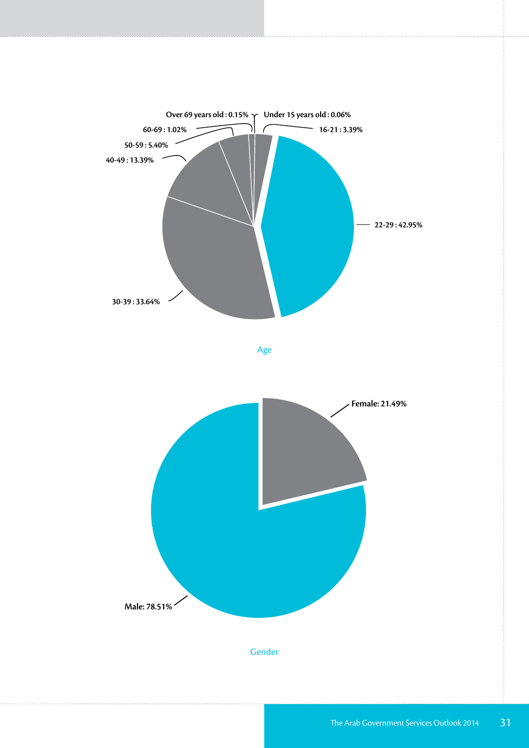Over 69 years old : 0.15%

Under 15 years old : 0.06%

60-69 : 1.02%

16-21 : 3.39%

50-59 : 5.40%

40-49 : 13.39%

22-29 : 42.95%

30-39 : 33.64%

Age

Female: 21.49%

Male: 78.51%

Gender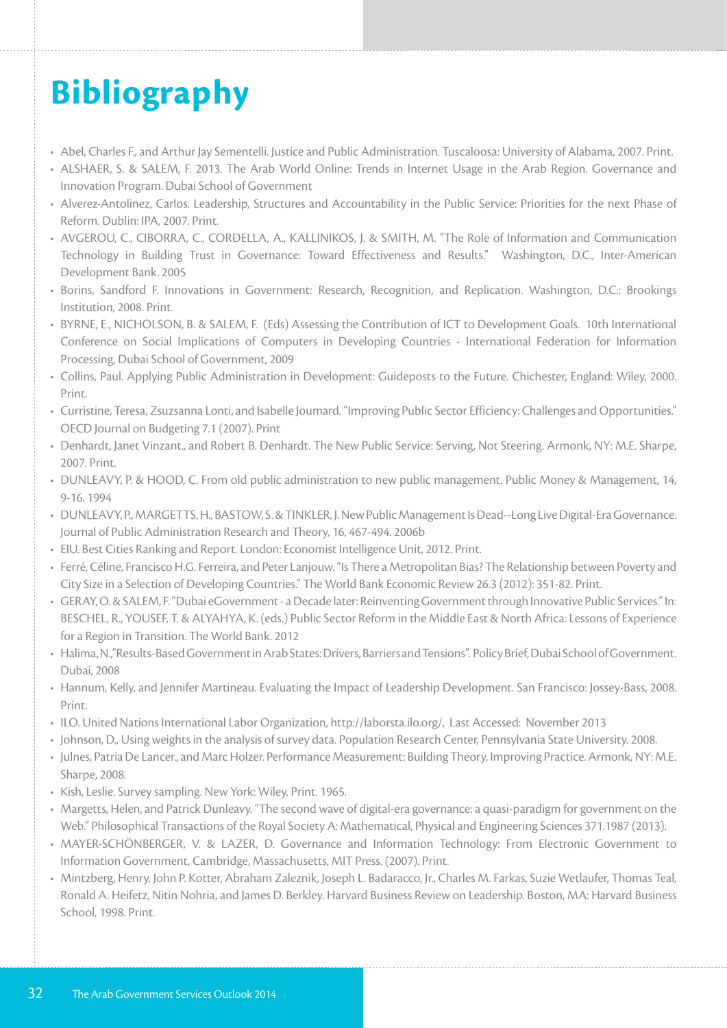# Bibliography

- Abel, Charles F., and Arthur Jay Sementelli. Justice and Public Administration. Tuscaloosa: University of Alabama, 2007. Print.
- ALSHAER, S. & SALEM, F. 2013. The Arab World Online: Trends in Internet Usage in the Arab Region. Governance and Innovation Program. Dubai School of Government
- Alverez-Antolinez, Carlos. Leadership, Structures and Accountability in the Public Service: Priorities for the next Phase of Reform. Dublin: IPA, 2007. Print.
- AVGEROU, C., CIBORRA, C., CORDELLA, A., KALLINIKOS, J. & SMITH, M. "The Role of Information and Communication Technology in Building Trust in Governance: Toward Effectiveness and Results." Washington, D.C., Inter-American Development Bank. 2005
- Borins, Sandford F. Innovations in Government: Research, Recognition, and Replication. Washington, D.C.: Brookings Institution, 2008. Print.
- BYRNE, E., NICHOLSON, B. & SALEM, F. (Eds) Assessing the Contribution of ICT to Development Goals. 10th International Conference on Social Implications of Computers in Developing Countries - International Federation for Information Processing, Dubai School of Government, 2009
- Collins, Paul. Applying Public Administration in Development: Guideposts to the Future. Chichester, England: Wiley, 2000. Print.
- Curristine, Teresa, Zsuzsanna Lonti, and Isabelle Joumard. "Improving Public Sector Efficiency: Challenges and Opportunities." OECD Journal on Budgeting 7.1 (2007). Print
- Denhardt, Janet Vinzant., and Robert B. Denhardt. The New Public Service: Serving, Not Steering. Armonk, NY: M.E. Sharpe, 2007. Print.
- DUNLEAVY, P. & HOOD, C. From old public administration to new public management. Public Money & Management, 14, 9-16. 1994
- DUNLEAVY, P., MARGETTS, H., BASTOW, S. & TINKLER, J. New Public Management Is Dead--Long Live Digital-Era Governance. Journal of Public Administration Research and Theory, 16, 467-494. 2006b
- EIU. Best Cities Ranking and Report. London: Economist Intelligence Unit, 2012. Print.
- Ferré, Céline, Francisco H.G. Ferreira, and Peter Lanjouw. "Is There a Metropolitan Bias? The Relationship between Poverty and City Size in a Selection of Developing Countries." The World Bank Economic Review 26.3 (2012): 351-82. Print.
- GERAY, O. & SALEM, F. "Dubai eGovernment - a Decade later: Reinventing Government through Innovative Public Services." In: BESCHEL, R., YOUSEF, T. & ALYAHYA, K. (eds.) Public Sector Reform in the Middle East & North Africa: Lessons of Experience for a Region in Transition. The World Bank. 2012
- Halima, N.,"Results-Based Government in Arab States: Drivers, Barriers and Tensions". Policy Brief, Dubai School of Government. Dubai, 2008
- Hannum, Kelly, and Jennifer Martineau. Evaluating the Impact of Leadership Development. San Francisco: Jossey-Bass, 2008. Print.
- ILO. United Nations International Labor Organization, http://laborsta.ilo.org/, Last Accessed: November 2013
- Johnson, D., Using weights in the analysis of survey data. Population Research Center, Pennsylvania State University. 2008.
- Julnes, Patria De Lancer., and Marc Holzer. Performance Measurement: Building Theory, Improving Practice. Armonk, NY: M.E. Sharpe, 2008.
- Kish, Leslie. Survey sampling. New York: Wiley. Print. 1965.
- Margetts, Helen, and Patrick Dunleavy. "The second wave of digital-era governance: a quasi-paradigm for government on the Web." Philosophical Transactions of the Royal Society A: Mathematical, Physical and Engineering Sciences 371.1987 (2013).
- MAYER-SCHÖNBERGER, V. & LAZER, D. Governance and Information Technology: From Electronic Government to Information Government, Cambridge, Massachusetts, MIT Press. (2007). Print.
- Mintzberg, Henry, John P. Kotter, Abraham Zaleznik, Joseph L. Badaracco, Jr., Charles M. Farkas, Suzie Wetlaufer, Thomas Teal, Ronald A. Heifetz, Nitin Nohria, and James D. Berkley. Harvard Business Review on Leadership. Boston, MA: Harvard Business School, 1998. Print.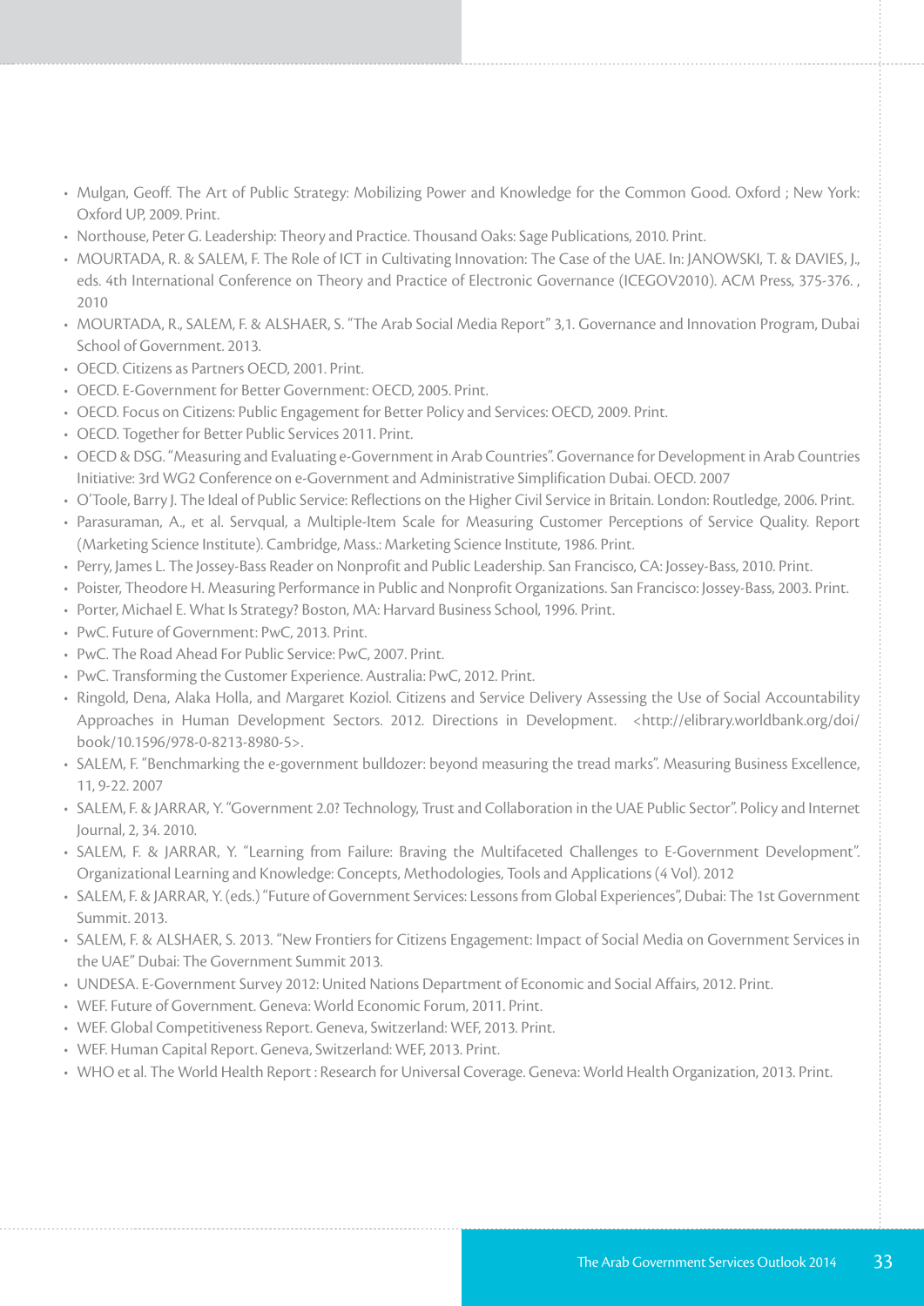- Mulgan, Geoff. The Art of Public Strategy: Mobilizing Power and Knowledge for the Common Good. Oxford ; New York: Oxford UP, 2009. Print.
- Northouse, Peter G. Leadership: Theory and Practice. Thousand Oaks: Sage Publications, 2010. Print.
- MOURTADA, R. & SALEM, F. The Role of ICT in Cultivating Innovation: The Case of the UAE. In: JANOWSKI, T. & DAVIES, J., eds. 4th International Conference on Theory and Practice of Electronic Governance (ICEGOV2010). ACM Press, 375-376. , 2010
- MOURTADA, R., SALEM, F. & ALSHAER, S. "The Arab Social Media Report" 3,1. Governance and Innovation Program, Dubai School of Government. 2013.
- OECD. Citizens as Partners OECD, 2001. Print.
- OECD. E-Government for Better Government: OECD, 2005. Print.
- OECD. Focus on Citizens: Public Engagement for Better Policy and Services: OECD, 2009. Print.
- OECD. Together for Better Public Services 2011. Print.
- OECD & DSG. "Measuring and Evaluating e-Government in Arab Countries". Governance for Development in Arab Countries Initiative: 3rd WG2 Conference on e-Government and Administrative Simplification Dubai. OECD. 2007
- O'Toole, Barry J. The Ideal of Public Service: Reflections on the Higher Civil Service in Britain. London: Routledge, 2006. Print.
- Parasuraman, A., et al. Servqual, a Multiple-Item Scale for Measuring Customer Perceptions of Service Quality. Report (Marketing Science Institute). Cambridge, Mass.: Marketing Science Institute, 1986. Print.
- Perry, James L. The Jossey-Bass Reader on Nonprofit and Public Leadership. San Francisco, CA: Jossey-Bass, 2010. Print.
- Poister, Theodore H. Measuring Performance in Public and Nonprofit Organizations. San Francisco: Jossey-Bass, 2003. Print.
- Porter, Michael E. What Is Strategy? Boston, MA: Harvard Business School, 1996. Print.
- PwC. Future of Government: PwC, 2013. Print.
- PwC. The Road Ahead For Public Service: PwC, 2007. Print.
- PwC. Transforming the Customer Experience. Australia: PwC, 2012. Print.
- Ringold, Dena, Alaka Holla, and Margaret Koziol. Citizens and Service Delivery Assessing the Use of Social Accountability Approaches in Human Development Sectors. 2012. Directions in Development. <http://elibrary.worldbank.org/doi/book/10.1596/978-0-8213-8980-5>.
- SALEM, F. "Benchmarking the e-government bulldozer: beyond measuring the tread marks". Measuring Business Excellence, 11, 9-22. 2007
- SALEM, F. & JARRAR, Y. "Government 2.0? Technology, Trust and Collaboration in the UAE Public Sector". Policy and Internet Journal, 2, 34. 2010.
- SALEM, F. & JARRAR, Y. "Learning from Failure: Braving the Multifaceted Challenges to E-Government Development". Organizational Learning and Knowledge: Concepts, Methodologies, Tools and Applications (4 Vol). 2012
- SALEM, F. & JARRAR, Y. (eds.) "Future of Government Services: Lessons from Global Experiences", Dubai: The 1st Government Summit. 2013.
- SALEM, F. & ALSHAER, S. 2013. "New Frontiers for Citizens Engagement: Impact of Social Media on Government Services in the UAE" Dubai: The Government Summit 2013.
- UNDESA. E-Government Survey 2012: United Nations Department of Economic and Social Affairs, 2012. Print.
- WEF. Future of Government. Geneva: World Economic Forum, 2011. Print.
- WEF. Global Competitiveness Report. Geneva, Switzerland: WEF, 2013. Print.
- WEF. Human Capital Report. Geneva, Switzerland: WEF, 2013. Print.
- WHO et al. The World Health Report : Research for Universal Coverage. Geneva: World Health Organization, 2013. Print.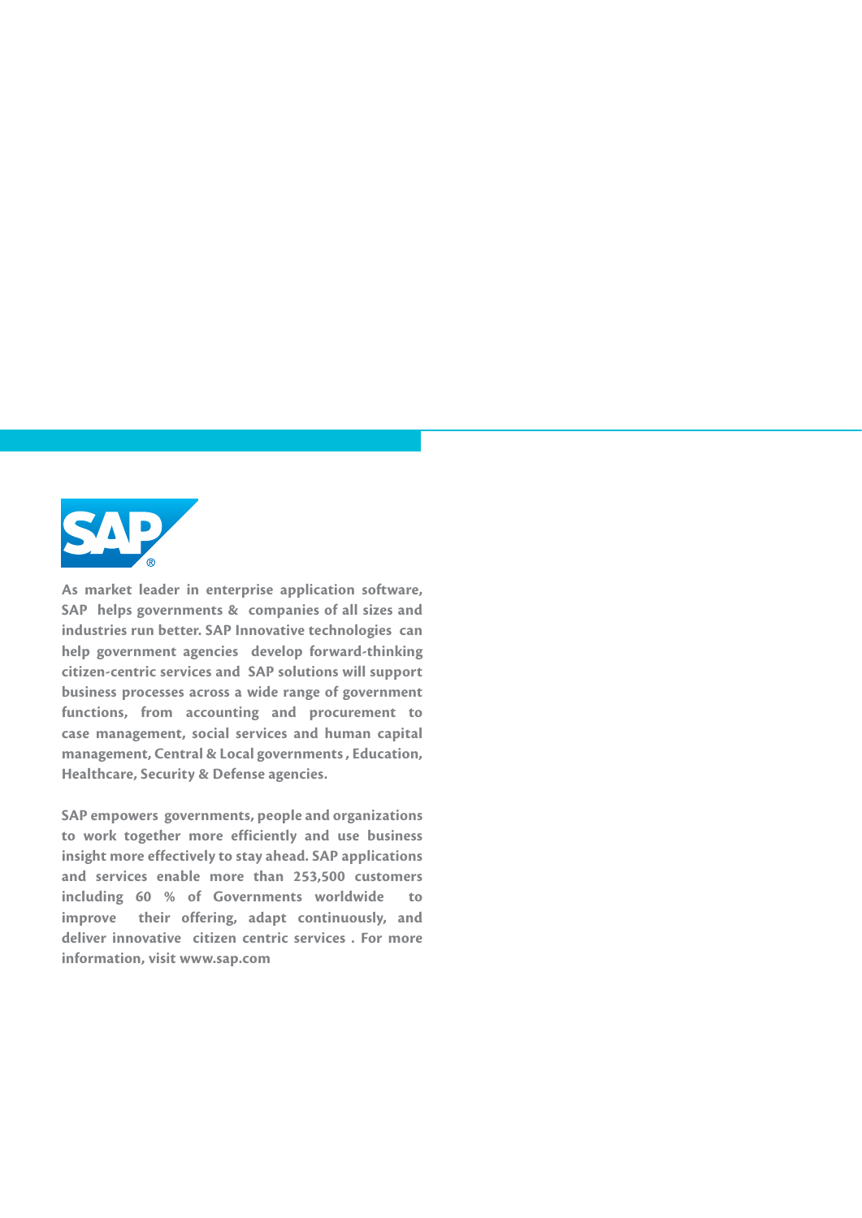As market leader in enterprise application software, SAP helps governments & companies of all sizes and industries run better. SAP Innovative technologies can help government agencies develop forward-thinking citizen-centric services and SAP solutions will support business processes across a wide range of government functions, from accounting and procurement to case management, social services and human capital management, Central & Local governments , Education, Healthcare, Security & Defense agencies.

SAP empowers governments, people and organizations to work together more efficiently and use business insight more effectively to stay ahead. SAP applications and services enable more than 253,500 customers including 60 % of Governments worldwide to improve their offering, adapt continuously, and deliver innovative citizen centric services . For more information, visit www.sap.com